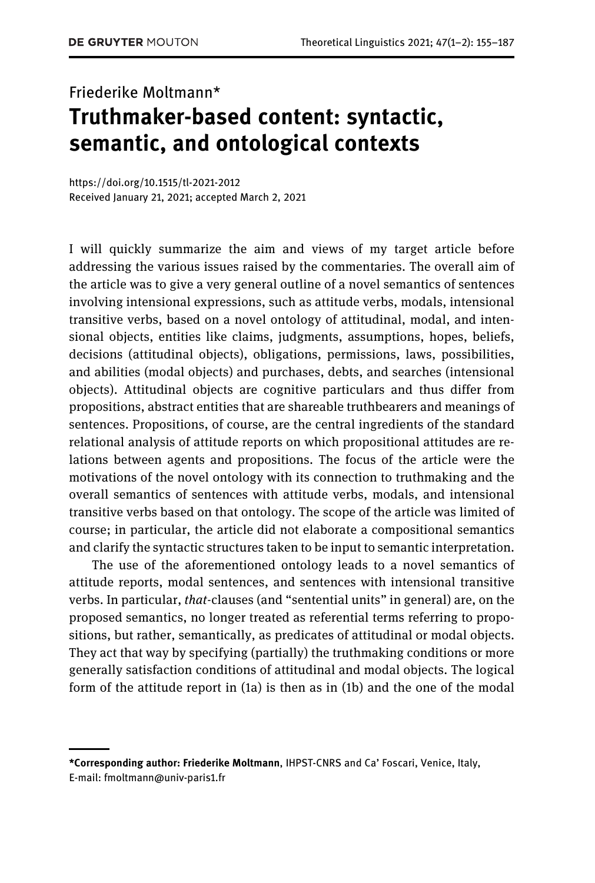Friederike Moltmann*

# Truthmaker-based content: syntactic, semantic, and ontological contexts

https://doi.org/10.1515/tl-2021-2012
Received January 21, 2021; accepted March 2, 2021

I will quickly summarize the aim and views of my target article before addressing the various issues raised by the commentaries. The overall aim of the article was to give a very general outline of a novel semantics of sentences involving intensional expressions, such as attitude verbs, modals, intensional transitive verbs, based on a novel ontology of attitudinal, modal, and intensional objects, entities like claims, judgments, assumptions, hopes, beliefs, decisions (attitudinal objects), obligations, permissions, laws, possibilities, and abilities (modal objects) and purchases, debts, and searches (intensional objects). Attitudinal objects are cognitive particulars and thus differ from propositions, abstract entities that are shareable truthbearers and meanings of sentences. Propositions, of course, are the central ingredients of the standard relational analysis of attitude reports on which propositional attitudes are relations between agents and propositions. The focus of the article were the motivations of the novel ontology with its connection to truthmaking and the overall semantics of sentences with attitude verbs, modals, and intensional transitive verbs based on that ontology. The scope of the article was limited of course; in particular, the article did not elaborate a compositional semantics and clarify the syntactic structures taken to be input to semantic interpretation.

The use of the aforementioned ontology leads to a novel semantics of attitude reports, modal sentences, and sentences with intensional transitive verbs. In particular, *that*-clauses (and "sentential units" in general) are, on the proposed semantics, no longer treated as referential terms referring to propositions, but rather, semantically, as predicates of attitudinal or modal objects. They act that way by specifying (partially) the truthmaking conditions or more generally satisfaction conditions of attitudinal and modal objects. The logical form of the attitude report in (1a) is then as in (1b) and the one of the modal

---

***Corresponding author: Friederike Moltmann**, IHPST-CNRS and Ca' Foscari, Venice, Italy, E-mail: fmoltmann@univ-paris1.fr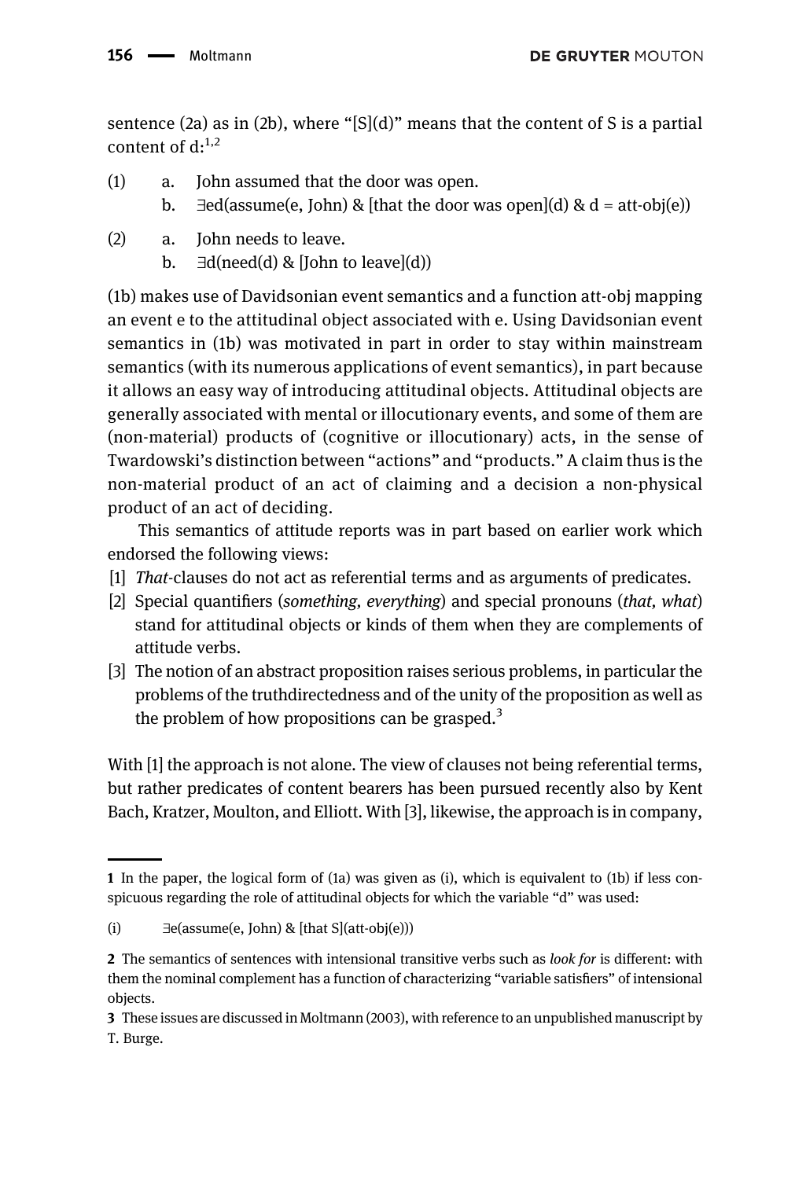sentence (2a) as in (2b), where "[S](d)" means that the content of S is a partial content of d:[1,2]

(1) a. John assumed that the door was open.
  b. ∃ed(assume(e, John) & [that the door was open](d) & d = att-obj(e))

(2) a. John needs to leave.
  b. ∃d(need(d) & [John to leave](d))

(1b) makes use of Davidsonian event semantics and a function att-obj mapping an event e to the attitudinal object associated with e. Using Davidsonian event semantics in (1b) was motivated in part in order to stay within mainstream semantics (with its numerous applications of event semantics), in part because it allows an easy way of introducing attitudinal objects. Attitudinal objects are generally associated with mental or illocutionary events, and some of them are (non-material) products of (cognitive or illocutionary) acts, in the sense of Twardowski's distinction between "actions" and "products." A claim thus is the non-material product of an act of claiming and a decision a non-physical product of an act of deciding.

This semantics of attitude reports was in part based on earlier work which endorsed the following views:

[1] *That*-clauses do not act as referential terms and as arguments of predicates.
[2] Special quantifiers (*something, everything*) and special pronouns (*that, what*) stand for attitudinal objects or kinds of them when they are complements of attitude verbs.
[3] The notion of an abstract proposition raises serious problems, in particular the problems of the truthdirectedness and of the unity of the proposition as well as the problem of how propositions can be grasped.[3]

With [1] the approach is not alone. The view of clauses not being referential terms, but rather predicates of content bearers has been pursued recently also by Kent Bach, Kratzer, Moulton, and Elliott. With [3], likewise, the approach is in company,

---

**1** In the paper, the logical form of (1a) was given as (i), which is equivalent to (1b) if less conspicuous regarding the role of attitudinal objects for which the variable "d" was used:

(i) ∃e(assume(e, John) & [that S](att-obj(e)))

**2** The semantics of sentences with intensional transitive verbs such as *look for* is different: with them the nominal complement has a function of characterizing "variable satisfiers" of intensional objects.

**3** These issues are discussed in Moltmann (2003), with reference to an unpublished manuscript by T. Burge.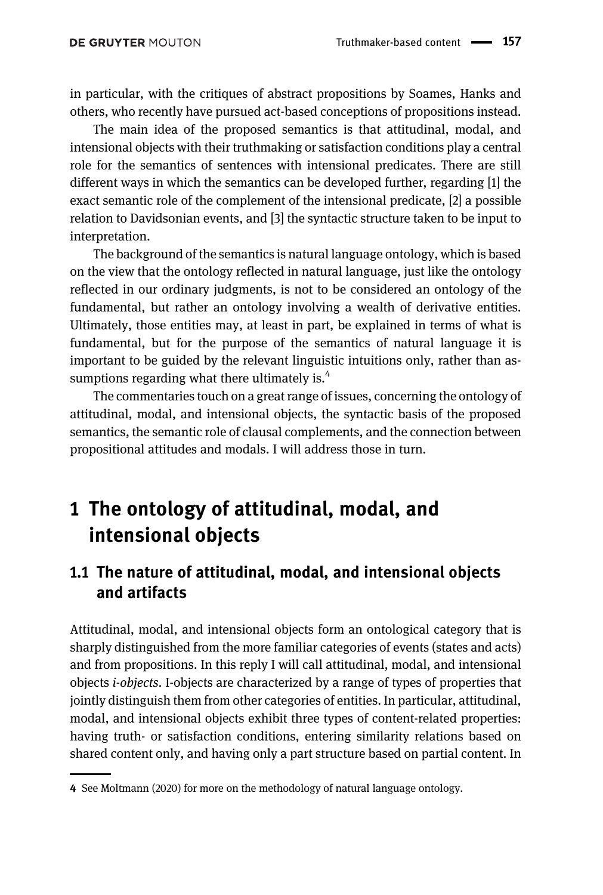in particular, with the critiques of abstract propositions by Soames, Hanks and others, who recently have pursued act-based conceptions of propositions instead.

The main idea of the proposed semantics is that attitudinal, modal, and intensional objects with their truthmaking or satisfaction conditions play a central role for the semantics of sentences with intensional predicates. There are still different ways in which the semantics can be developed further, regarding [1] the exact semantic role of the complement of the intensional predicate, [2] a possible relation to Davidsonian events, and [3] the syntactic structure taken to be input to interpretation.

The background of the semantics is natural language ontology, which is based on the view that the ontology reflected in natural language, just like the ontology reflected in our ordinary judgments, is not to be considered an ontology of the fundamental, but rather an ontology involving a wealth of derivative entities. Ultimately, those entities may, at least in part, be explained in terms of what is fundamental, but for the purpose of the semantics of natural language it is important to be guided by the relevant linguistic intuitions only, rather than assumptions regarding what there ultimately is.[4]

The commentaries touch on a great range of issues, concerning the ontology of attitudinal, modal, and intensional objects, the syntactic basis of the proposed semantics, the semantic role of clausal complements, and the connection between propositional attitudes and modals. I will address those in turn.

# 1 The ontology of attitudinal, modal, and intensional objects

## 1.1 The nature of attitudinal, modal, and intensional objects and artifacts

Attitudinal, modal, and intensional objects form an ontological category that is sharply distinguished from the more familiar categories of events (states and acts) and from propositions. In this reply I will call attitudinal, modal, and intensional objects *i-objects*. I-objects are characterized by a range of types of properties that jointly distinguish them from other categories of entities. In particular, attitudinal, modal, and intensional objects exhibit three types of content-related properties: having truth- or satisfaction conditions, entering similarity relations based on shared content only, and having only a part structure based on partial content. In

4 See Moltmann (2020) for more on the methodology of natural language ontology.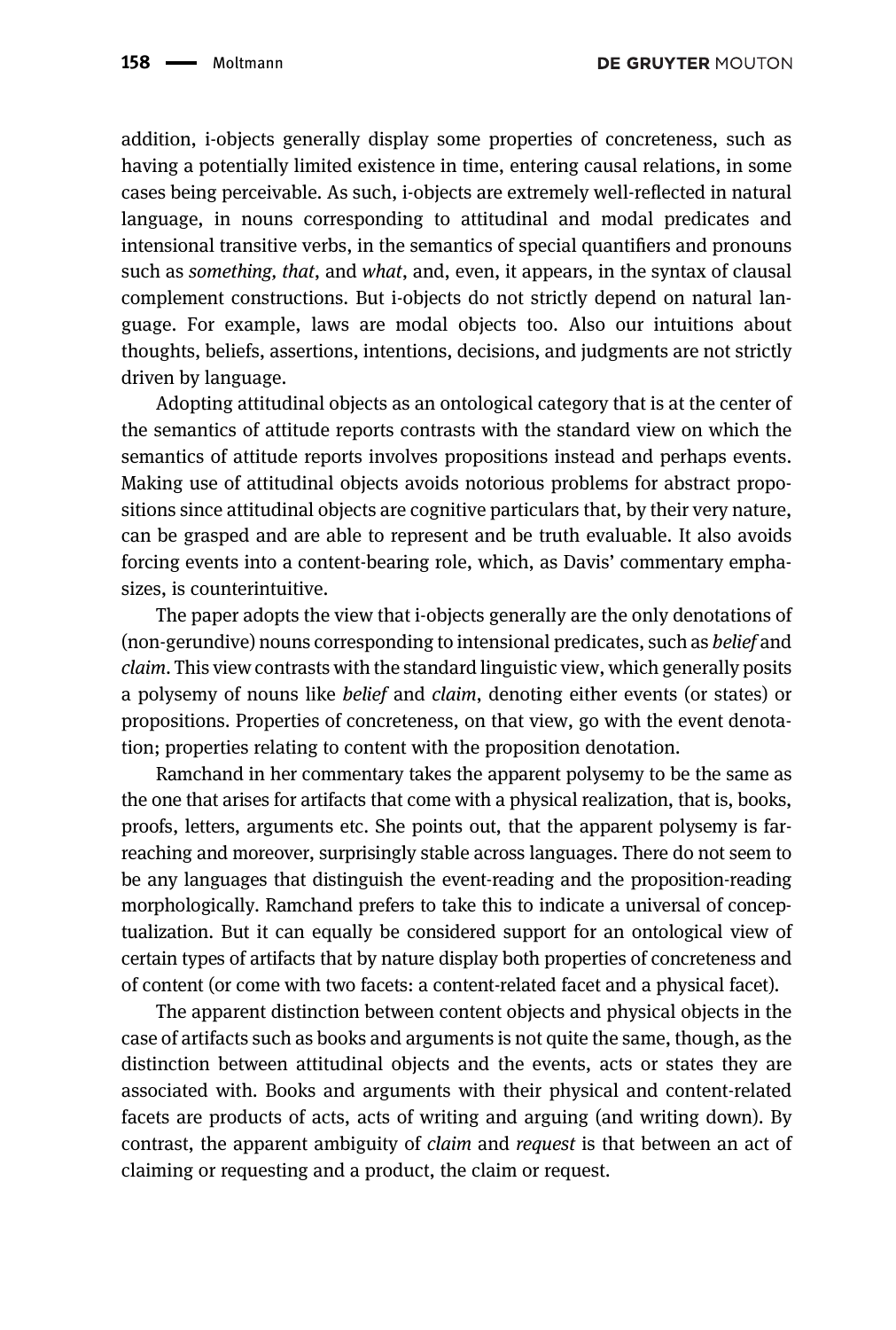addition, i-objects generally display some properties of concreteness, such as having a potentially limited existence in time, entering causal relations, in some cases being perceivable. As such, i-objects are extremely well-reflected in natural language, in nouns corresponding to attitudinal and modal predicates and intensional transitive verbs, in the semantics of special quantifiers and pronouns such as *something, that*, and *what*, and, even, it appears, in the syntax of clausal complement constructions. But i-objects do not strictly depend on natural language. For example, laws are modal objects too. Also our intuitions about thoughts, beliefs, assertions, intentions, decisions, and judgments are not strictly driven by language.

Adopting attitudinal objects as an ontological category that is at the center of the semantics of attitude reports contrasts with the standard view on which the semantics of attitude reports involves propositions instead and perhaps events. Making use of attitudinal objects avoids notorious problems for abstract propositions since attitudinal objects are cognitive particulars that, by their very nature, can be grasped and are able to represent and be truth evaluable. It also avoids forcing events into a content-bearing role, which, as Davis' commentary emphasizes, is counterintuitive.

The paper adopts the view that i-objects generally are the only denotations of (non-gerundive) nouns corresponding to intensional predicates, such as *belief* and *claim*. This view contrasts with the standard linguistic view, which generally posits a polysemy of nouns like *belief* and *claim*, denoting either events (or states) or propositions. Properties of concreteness, on that view, go with the event denotation; properties relating to content with the proposition denotation.

Ramchand in her commentary takes the apparent polysemy to be the same as the one that arises for artifacts that come with a physical realization, that is, books, proofs, letters, arguments etc. She points out, that the apparent polysemy is far-reaching and moreover, surprisingly stable across languages. There do not seem to be any languages that distinguish the event-reading and the proposition-reading morphologically. Ramchand prefers to take this to indicate a universal of conceptualization. But it can equally be considered support for an ontological view of certain types of artifacts that by nature display both properties of concreteness and of content (or come with two facets: a content-related facet and a physical facet).

The apparent distinction between content objects and physical objects in the case of artifacts such as books and arguments is not quite the same, though, as the distinction between attitudinal objects and the events, acts or states they are associated with. Books and arguments with their physical and content-related facets are products of acts, acts of writing and arguing (and writing down). By contrast, the apparent ambiguity of *claim* and *request* is that between an act of claiming or requesting and a product, the claim or request.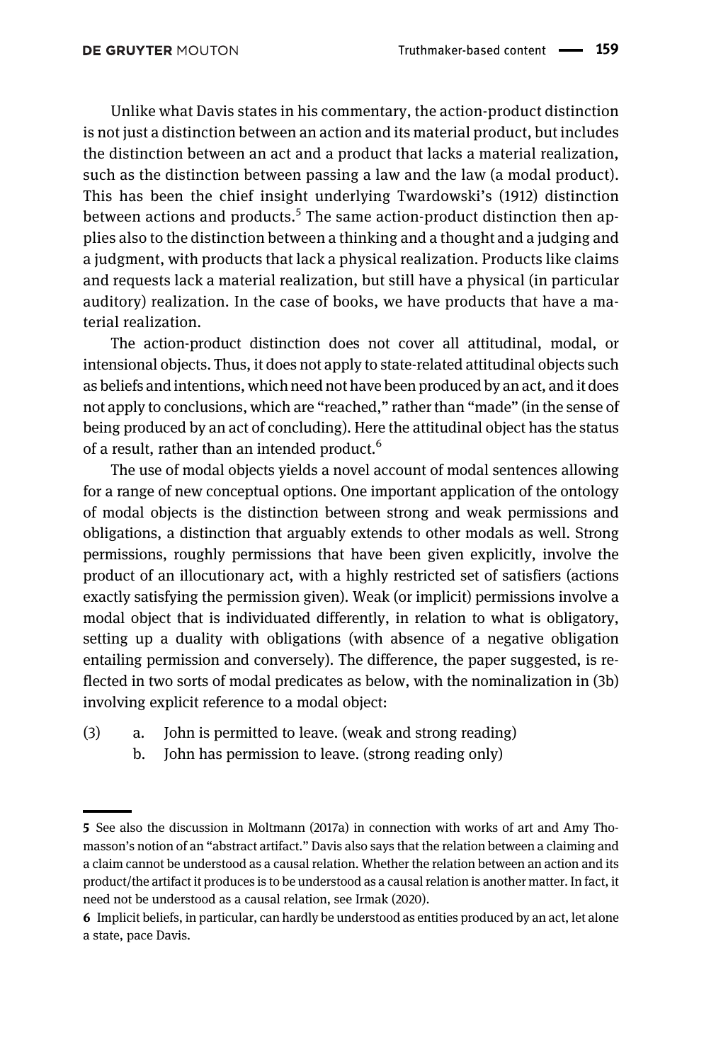Unlike what Davis states in his commentary, the action-product distinction is not just a distinction between an action and its material product, but includes the distinction between an act and a product that lacks a material realization, such as the distinction between passing a law and the law (a modal product). This has been the chief insight underlying Twardowski's (1912) distinction between actions and products.[5] The same action-product distinction then applies also to the distinction between a thinking and a thought and a judging and a judgment, with products that lack a physical realization. Products like claims and requests lack a material realization, but still have a physical (in particular auditory) realization. In the case of books, we have products that have a material realization.

The action-product distinction does not cover all attitudinal, modal, or intensional objects. Thus, it does not apply to state-related attitudinal objects such as beliefs and intentions, which need not have been produced by an act, and it does not apply to conclusions, which are "reached," rather than "made" (in the sense of being produced by an act of concluding). Here the attitudinal object has the status of a result, rather than an intended product.[6]

The use of modal objects yields a novel account of modal sentences allowing for a range of new conceptual options. One important application of the ontology of modal objects is the distinction between strong and weak permissions and obligations, a distinction that arguably extends to other modals as well. Strong permissions, roughly permissions that have been given explicitly, involve the product of an illocutionary act, with a highly restricted set of satisfiers (actions exactly satisfying the permission given). Weak (or implicit) permissions involve a modal object that is individuated differently, in relation to what is obligatory, setting up a duality with obligations (with absence of a negative obligation entailing permission and conversely). The difference, the paper suggested, is reflected in two sorts of modal predicates as below, with the nominalization in (3b) involving explicit reference to a modal object:

(3) a. John is permitted to leave. (weak and strong reading)
    b. John has permission to leave. (strong reading only)

---

5 See also the discussion in Moltmann (2017a) in connection with works of art and Amy Thomasson's notion of an "abstract artifact." Davis also says that the relation between a claiming and a claim cannot be understood as a causal relation. Whether the relation between an action and its product/the artifact it produces is to be understood as a causal relation is another matter. In fact, it need not be understood as a causal relation, see Irmak (2020).

6 Implicit beliefs, in particular, can hardly be understood as entities produced by an act, let alone a state, pace Davis.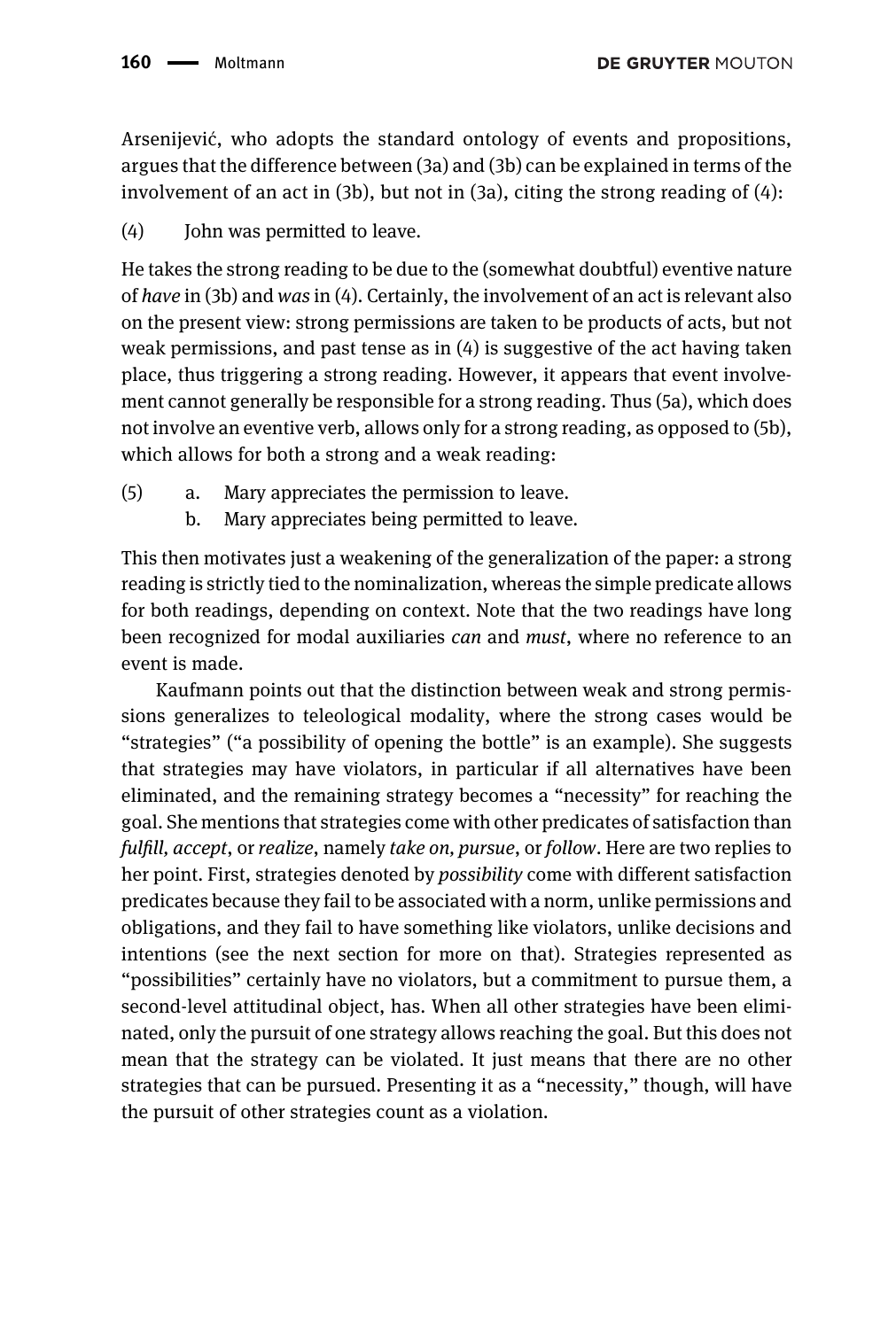Arsenijević, who adopts the standard ontology of events and propositions, argues that the difference between (3a) and (3b) can be explained in terms of the involvement of an act in (3b), but not in (3a), citing the strong reading of (4):

(4) John was permitted to leave.

He takes the strong reading to be due to the (somewhat doubtful) eventive nature of *have* in (3b) and *was* in (4). Certainly, the involvement of an act is relevant also on the present view: strong permissions are taken to be products of acts, but not weak permissions, and past tense as in (4) is suggestive of the act having taken place, thus triggering a strong reading. However, it appears that event involvement cannot generally be responsible for a strong reading. Thus (5a), which does not involve an eventive verb, allows only for a strong reading, as opposed to (5b), which allows for both a strong and a weak reading:

(5) a. Mary appreciates the permission to leave.
    b. Mary appreciates being permitted to leave.

This then motivates just a weakening of the generalization of the paper: a strong reading is strictly tied to the nominalization, whereas the simple predicate allows for both readings, depending on context. Note that the two readings have long been recognized for modal auxiliaries *can* and *must*, where no reference to an event is made.

Kaufmann points out that the distinction between weak and strong permissions generalizes to teleological modality, where the strong cases would be "strategies" ("a possibility of opening the bottle" is an example). She suggests that strategies may have violators, in particular if all alternatives have been eliminated, and the remaining strategy becomes a "necessity" for reaching the goal. She mentions that strategies come with other predicates of satisfaction than *fulfill, accept*, or *realize*, namely *take on, pursue*, or *follow*. Here are two replies to her point. First, strategies denoted by *possibility* come with different satisfaction predicates because they fail to be associated with a norm, unlike permissions and obligations, and they fail to have something like violators, unlike decisions and intentions (see the next section for more on that). Strategies represented as "possibilities" certainly have no violators, but a commitment to pursue them, a second-level attitudinal object, has. When all other strategies have been eliminated, only the pursuit of one strategy allows reaching the goal. But this does not mean that the strategy can be violated. It just means that there are no other strategies that can be pursued. Presenting it as a "necessity," though, will have the pursuit of other strategies count as a violation.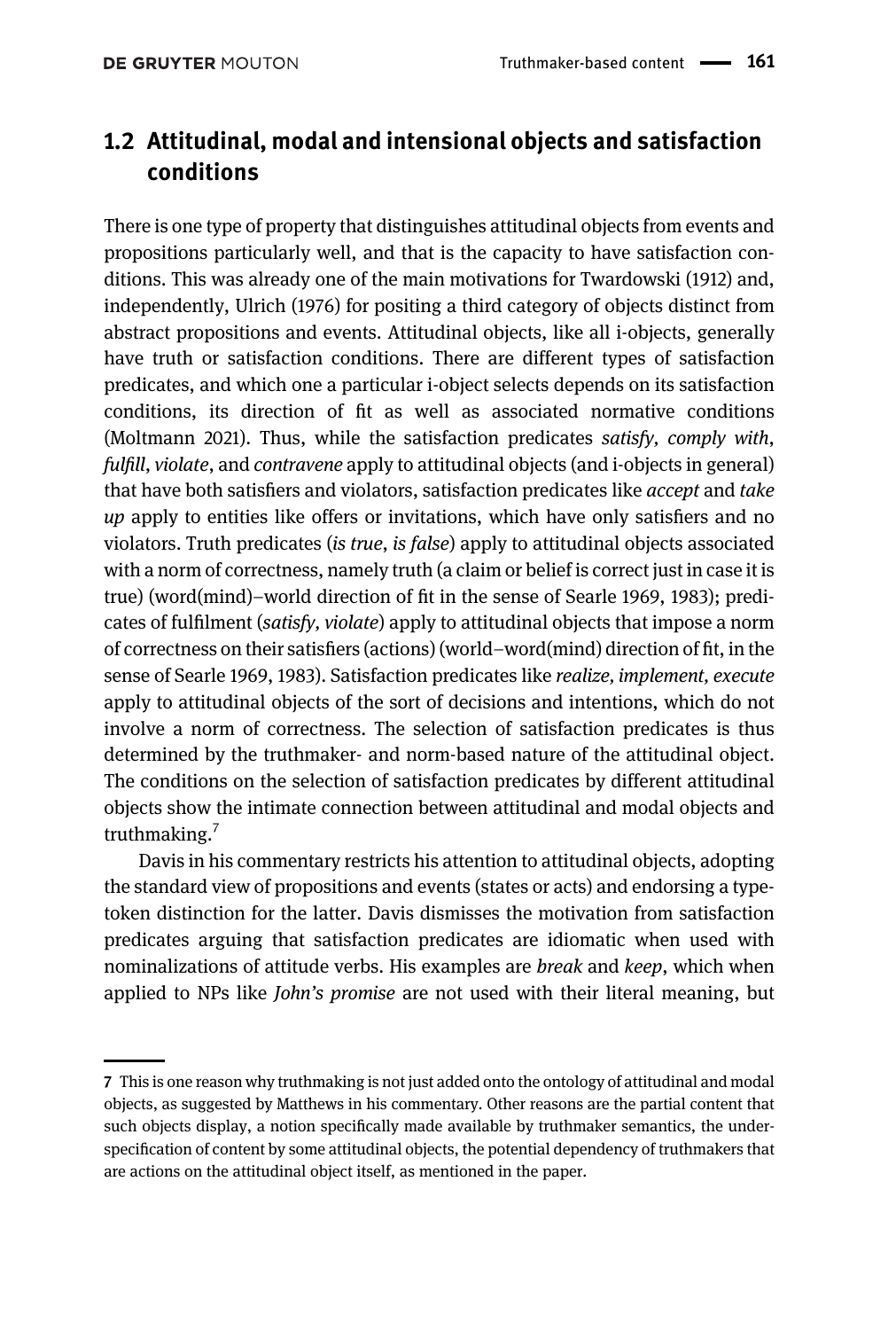## 1.2 Attitudinal, modal and intensional objects and satisfaction conditions

There is one type of property that distinguishes attitudinal objects from events and propositions particularly well, and that is the capacity to have satisfaction conditions. This was already one of the main motivations for Twardowski (1912) and, independently, Ulrich (1976) for positing a third category of objects distinct from abstract propositions and events. Attitudinal objects, like all i-objects, generally have truth or satisfaction conditions. There are different types of satisfaction predicates, and which one a particular i-object selects depends on its satisfaction conditions, its direction of fit as well as associated normative conditions (Moltmann 2021). Thus, while the satisfaction predicates *satisfy, comply with*, *fulfill*, *violate*, and *contravene* apply to attitudinal objects (and i-objects in general) that have both satisfiers and violators, satisfaction predicates like *accept* and *take up* apply to entities like offers or invitations, which have only satisfiers and no violators. Truth predicates (*is true*, *is false*) apply to attitudinal objects associated with a norm of correctness, namely truth (a claim or belief is correct just in case it is true) (word(mind)–world direction of fit in the sense of Searle 1969, 1983); predicates of fulfilment (*satisfy, violate*) apply to attitudinal objects that impose a norm of correctness on their satisfiers (actions) (world–word(mind) direction of fit, in the sense of Searle 1969, 1983). Satisfaction predicates like *realize, implement, execute* apply to attitudinal objects of the sort of decisions and intentions, which do not involve a norm of correctness. The selection of satisfaction predicates is thus determined by the truthmaker- and norm-based nature of the attitudinal object. The conditions on the selection of satisfaction predicates by different attitudinal objects show the intimate connection between attitudinal and modal objects and truthmaking.[7]

Davis in his commentary restricts his attention to attitudinal objects, adopting the standard view of propositions and events (states or acts) and endorsing a type-token distinction for the latter. Davis dismisses the motivation from satisfaction predicates arguing that satisfaction predicates are idiomatic when used with nominalizations of attitude verbs. His examples are *break* and *keep*, which when applied to NPs like *John's promise* are not used with their literal meaning, but

---

7 This is one reason why truthmaking is not just added onto the ontology of attitudinal and modal objects, as suggested by Matthews in his commentary. Other reasons are the partial content that such objects display, a notion specifically made available by truthmaker semantics, the underspecification of content by some attitudinal objects, the potential dependency of truthmakers that are actions on the attitudinal object itself, as mentioned in the paper.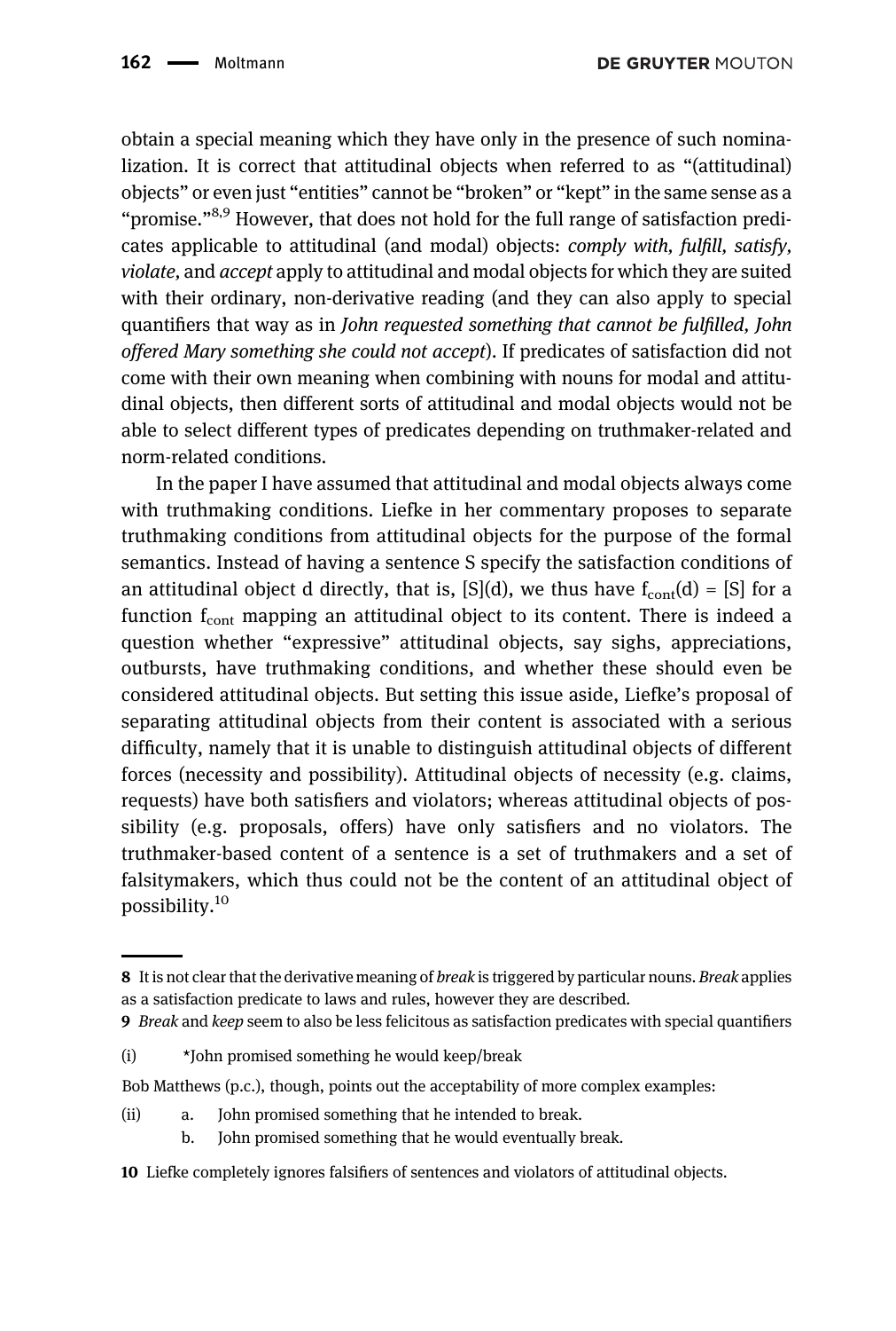obtain a special meaning which they have only in the presence of such nominalization. It is correct that attitudinal objects when referred to as "(attitudinal) objects" or even just "entities" cannot be "broken" or "kept" in the same sense as a "promise."[8,9] However, that does not hold for the full range of satisfaction predicates applicable to attitudinal (and modal) objects: *comply with, fulfill, satisfy, violate,* and *accept* apply to attitudinal and modal objects for which they are suited with their ordinary, non-derivative reading (and they can also apply to special quantifiers that way as in *John requested something that cannot be fulfilled, John offered Mary something she could not accept*). If predicates of satisfaction did not come with their own meaning when combining with nouns for modal and attitudinal objects, then different sorts of attitudinal and modal objects would not be able to select different types of predicates depending on truthmaker-related and norm-related conditions.

In the paper I have assumed that attitudinal and modal objects always come with truthmaking conditions. Liefke in her commentary proposes to separate truthmaking conditions from attitudinal objects for the purpose of the formal semantics. Instead of having a sentence S specify the satisfaction conditions of an attitudinal object d directly, that is, [S](d), we thus have $f_{cont}(d) = [S]$ for a function $f_{cont}$ mapping an attitudinal object to its content. There is indeed a question whether "expressive" attitudinal objects, say sighs, appreciations, outbursts, have truthmaking conditions, and whether these should even be considered attitudinal objects. But setting this issue aside, Liefke's proposal of separating attitudinal objects from their content is associated with a serious difficulty, namely that it is unable to distinguish attitudinal objects of different forces (necessity and possibility). Attitudinal objects of necessity (e.g. claims, requests) have both satisfiers and violators; whereas attitudinal objects of possibility (e.g. proposals, offers) have only satisfiers and no violators. The truthmaker-based content of a sentence is a set of truthmakers and a set of falsitymakers, which thus could not be the content of an attitudinal object of possibility.[10]

---

**8** It is not clear that the derivative meaning of *break* is triggered by particular nouns. *Break* applies as a satisfaction predicate to laws and rules, however they are described.

**9** *Break* and *keep* seem to also be less felicitous as satisfaction predicates with special quantifiers

(i) *John promised something he would keep/break

Bob Matthews (p.c.), though, points out the acceptability of more complex examples:

(ii) a. John promised something that he intended to break.
b. John promised something that he would eventually break.

**10** Liefke completely ignores falsifiers of sentences and violators of attitudinal objects.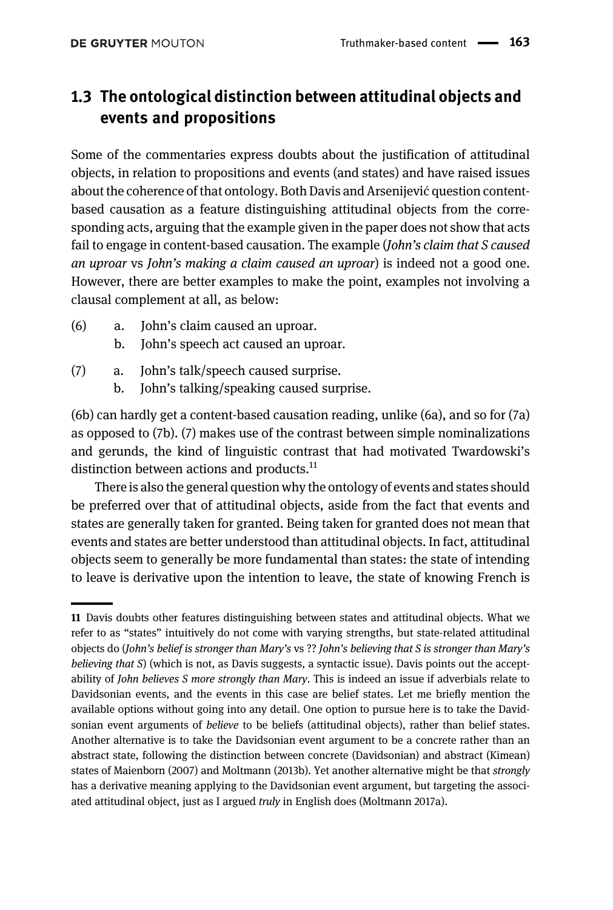### 1.3 The ontological distinction between attitudinal objects and events and propositions

Some of the commentaries express doubts about the justification of attitudinal objects, in relation to propositions and events (and states) and have raised issues about the coherence of that ontology. Both Davis and Arsenijević question content-based causation as a feature distinguishing attitudinal objects from the corresponding acts, arguing that the example given in the paper does not show that acts fail to engage in content-based causation. The example (*John's claim that S caused an uproar* vs *John's making a claim caused an uproar*) is indeed not a good one. However, there are better examples to make the point, examples not involving a clausal complement at all, as below:

(6) a. John's claim caused an uproar.
 b. John's speech act caused an uproar.

(7) a. John's talk/speech caused surprise.
 b. John's talking/speaking caused surprise.

(6b) can hardly get a content-based causation reading, unlike (6a), and so for (7a) as opposed to (7b). (7) makes use of the contrast between simple nominalizations and gerunds, the kind of linguistic contrast that had motivated Twardowski's distinction between actions and products.[11]

There is also the general question why the ontology of events and states should be preferred over that of attitudinal objects, aside from the fact that events and states are generally taken for granted. Being taken for granted does not mean that events and states are better understood than attitudinal objects. In fact, attitudinal objects seem to generally be more fundamental than states: the state of intending to leave is derivative upon the intention to leave, the state of knowing French is

---

11 Davis doubts other features distinguishing between states and attitudinal objects. What we refer to as "states" intuitively do not come with varying strengths, but state-related attitudinal objects do (*John's belief is stronger than Mary's* vs ?? *John's believing that S is stronger than Mary's believing that S*) (which is not, as Davis suggests, a syntactic issue). Davis points out the acceptability of *John believes S more strongly than Mary*. This is indeed an issue if adverbials relate to Davidsonian events, and the events in this case are belief states. Let me briefly mention the available options without going into any detail. One option to pursue here is to take the Davidsonian event arguments of *believe* to be beliefs (attitudinal objects), rather than belief states. Another alternative is to take the Davidsonian event argument to be a concrete rather than an abstract state, following the distinction between concrete (Davidsonian) and abstract (Kimean) states of Maienborn (2007) and Moltmann (2013b). Yet another alternative might be that *strongly* has a derivative meaning applying to the Davidsonian event argument, but targeting the associated attitudinal object, just as I argued *truly* in English does (Moltmann 2017a).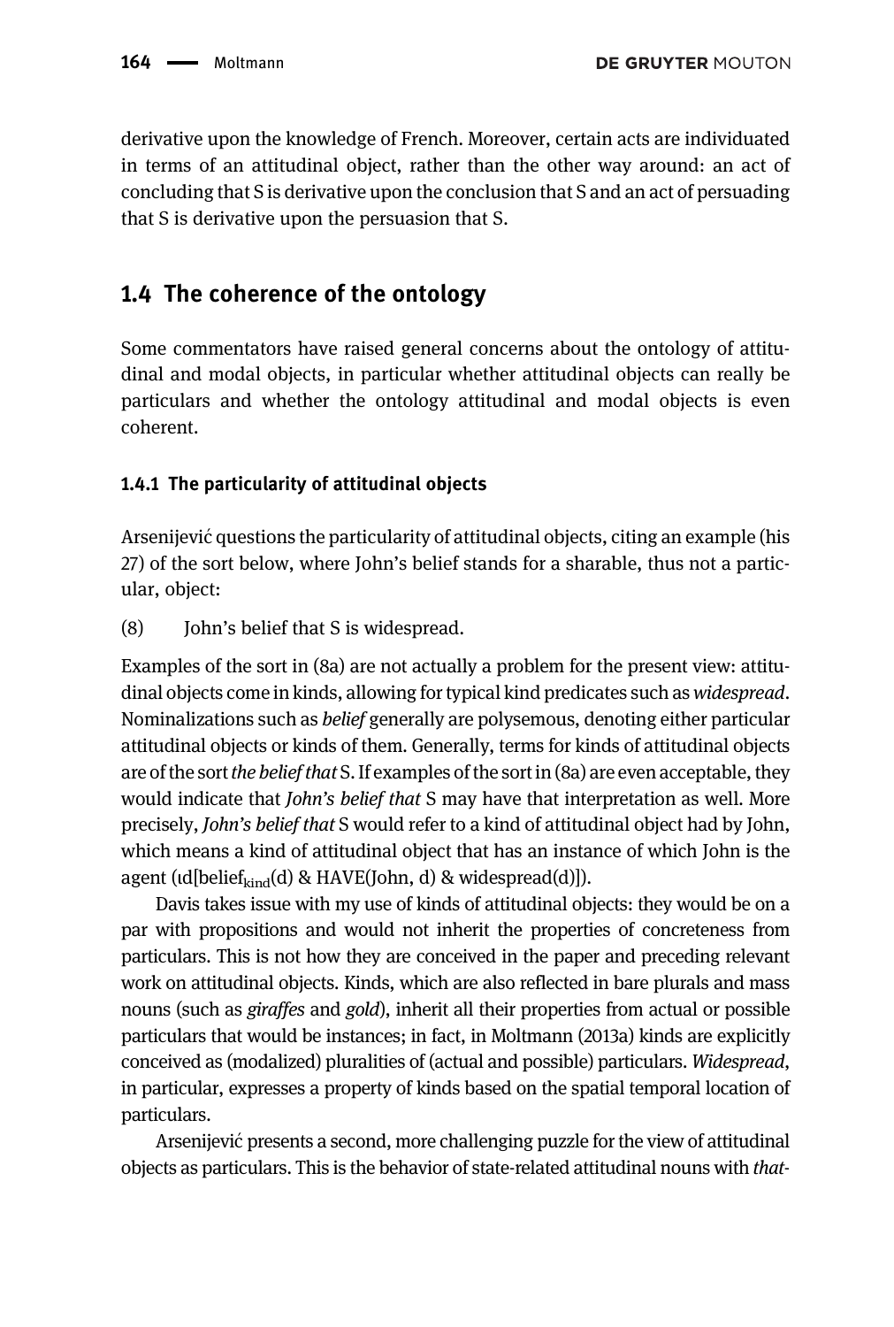derivative upon the knowledge of French. Moreover, certain acts are individuated in terms of an attitudinal object, rather than the other way around: an act of concluding that S is derivative upon the conclusion that S and an act of persuading that S is derivative upon the persuasion that S.

## 1.4 The coherence of the ontology

Some commentators have raised general concerns about the ontology of attitudinal and modal objects, in particular whether attitudinal objects can really be particulars and whether the ontology attitudinal and modal objects is even coherent.

### 1.4.1 The particularity of attitudinal objects

Arsenijević questions the particularity of attitudinal objects, citing an example (his 27) of the sort below, where John's belief stands for a sharable, thus not a particular, object:

(8) John's belief that S is widespread.

Examples of the sort in (8a) are not actually a problem for the present view: attitudinal objects come in kinds, allowing for typical kind predicates such as *widespread*. Nominalizations such as *belief* generally are polysemous, denoting either particular attitudinal objects or kinds of them. Generally, terms for kinds of attitudinal objects are of the sort *the belief that* S. If examples of the sort in (8a) are even acceptable, they would indicate that *John's belief that* S may have that interpretation as well. More precisely, *John's belief that* S would refer to a kind of attitudinal object had by John, which means a kind of attitudinal object that has an instance of which John is the agent ($\iota d[\text{belief}_{\text{kind}}(d)$ & HAVE(John, d) & widespread(d)]).

Davis takes issue with my use of kinds of attitudinal objects: they would be on a par with propositions and would not inherit the properties of concreteness from particulars. This is not how they are conceived in the paper and preceding relevant work on attitudinal objects. Kinds, which are also reflected in bare plurals and mass nouns (such as *giraffes* and *gold*), inherit all their properties from actual or possible particulars that would be instances; in fact, in Moltmann (2013a) kinds are explicitly conceived as (modalized) pluralities of (actual and possible) particulars. *Widespread*, in particular, expresses a property of kinds based on the spatial temporal location of particulars.

Arsenijević presents a second, more challenging puzzle for the view of attitudinal objects as particulars. This is the behavior of state-related attitudinal nouns with *that*-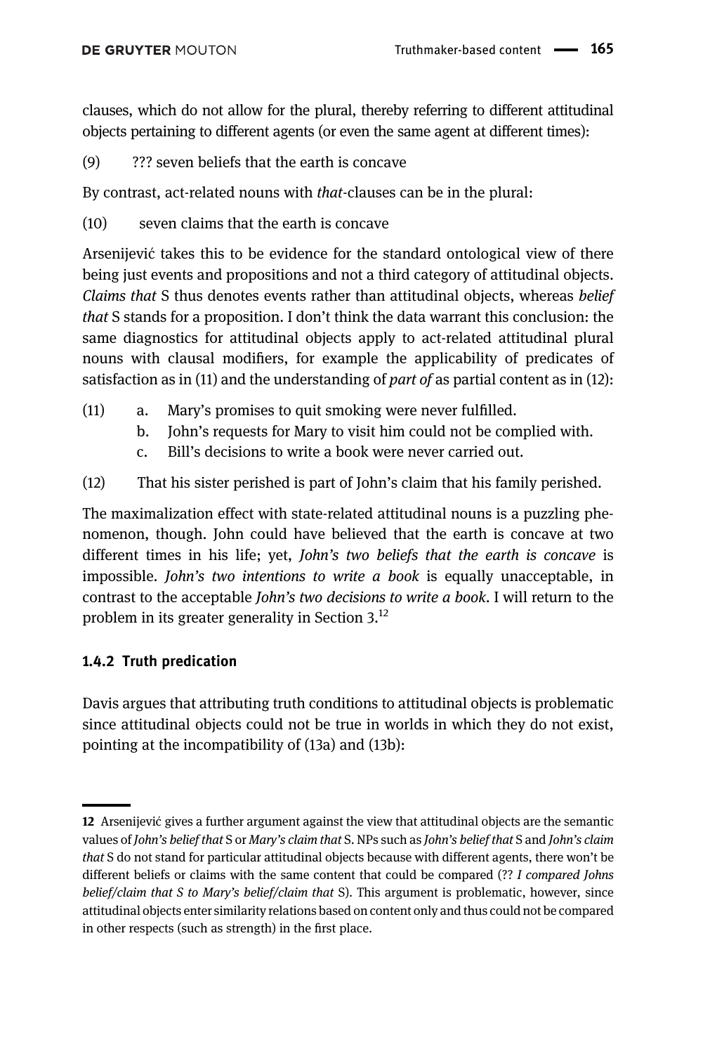clauses, which do not allow for the plural, thereby referring to different attitudinal objects pertaining to different agents (or even the same agent at different times):

(9) ??? seven beliefs that the earth is concave

By contrast, act-related nouns with *that*-clauses can be in the plural:

(10) seven claims that the earth is concave

Arsenijević takes this to be evidence for the standard ontological view of there being just events and propositions and not a third category of attitudinal objects. *Claims that* S thus denotes events rather than attitudinal objects, whereas *belief that* S stands for a proposition. I don't think the data warrant this conclusion: the same diagnostics for attitudinal objects apply to act-related attitudinal plural nouns with clausal modifiers, for example the applicability of predicates of satisfaction as in (11) and the understanding of *part of* as partial content as in (12):

(11) a. Mary's promises to quit smoking were never fulfilled.
b. John's requests for Mary to visit him could not be complied with.
c. Bill's decisions to write a book were never carried out.

(12) That his sister perished is part of John's claim that his family perished.

The maximalization effect with state-related attitudinal nouns is a puzzling phenomenon, though. John could have believed that the earth is concave at two different times in his life; yet, *John's two beliefs that the earth is concave* is impossible. *John's two intentions to write a book* is equally unacceptable, in contrast to the acceptable *John's two decisions to write a book*. I will return to the problem in its greater generality in Section 3.[12]

### 1.4.2 Truth predication

Davis argues that attributing truth conditions to attitudinal objects is problematic since attitudinal objects could not be true in worlds in which they do not exist, pointing at the incompatibility of (13a) and (13b):

---

**12** Arsenijević gives a further argument against the view that attitudinal objects are the semantic values of *John's belief that* S or *Mary's claim that* S. NPs such as *John's belief that* S and *John's claim that* S do not stand for particular attitudinal objects because with different agents, there won't be different beliefs or claims with the same content that could be compared (?? *I compared Johns belief/claim that S to Mary's belief/claim that* S). This argument is problematic, however, since attitudinal objects enter similarity relations based on content only and thus could not be compared in other respects (such as strength) in the first place.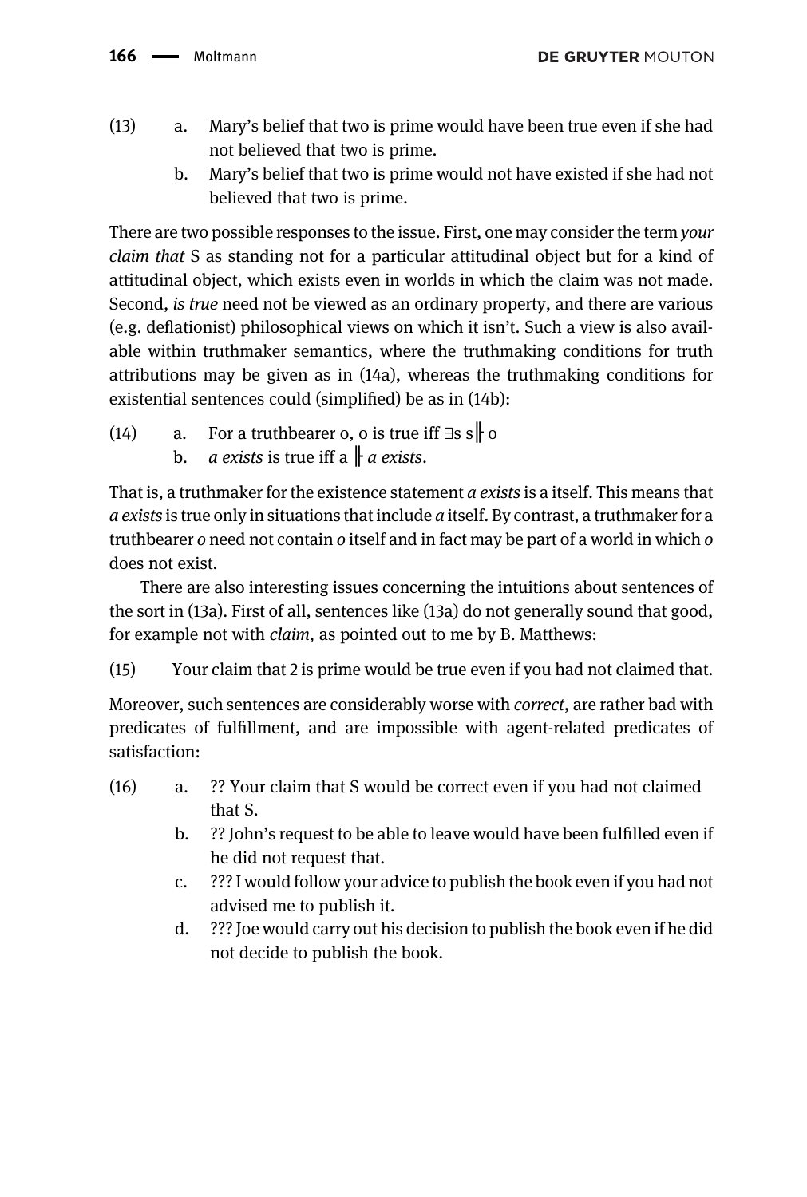(13) a. Mary's belief that two is prime would have been true even if she had not believed that two is prime.

b. Mary's belief that two is prime would not have existed if she had not believed that two is prime.

There are two possible responses to the issue. First, one may consider the term *your claim that* S as standing not for a particular attitudinal object but for a kind of attitudinal object, which exists even in worlds in which the claim was not made. Second, *is true* need not be viewed as an ordinary property, and there are various (e.g. deflationist) philosophical views on which it isn't. Such a view is also available within truthmaker semantics, where the truthmaking conditions for truth attributions may be given as in (14a), whereas the truthmaking conditions for existential sentences could (simplified) be as in (14b):

(14) a. For a truthbearer o, o is true iff $\exists s\ s \Vdash o$

b. *a exists* is true iff a $\Vdash$ *a exists*.

That is, a truthmaker for the existence statement *a exists* is a itself. This means that *a exists* is true only in situations that include *a* itself. By contrast, a truthmaker for a truthbearer *o* need not contain *o* itself and in fact may be part of a world in which *o* does not exist.

There are also interesting issues concerning the intuitions about sentences of the sort in (13a). First of all, sentences like (13a) do not generally sound that good, for example not with *claim*, as pointed out to me by B. Matthews:

(15) Your claim that 2 is prime would be true even if you had not claimed that.

Moreover, such sentences are considerably worse with *correct*, are rather bad with predicates of fulfillment, and are impossible with agent-related predicates of satisfaction:

(16) a. ?? Your claim that S would be correct even if you had not claimed that S.

b. ?? John's request to be able to leave would have been fulfilled even if he did not request that.

c. ??? I would follow your advice to publish the book even if you had not advised me to publish it.

d. ??? Joe would carry out his decision to publish the book even if he did not decide to publish the book.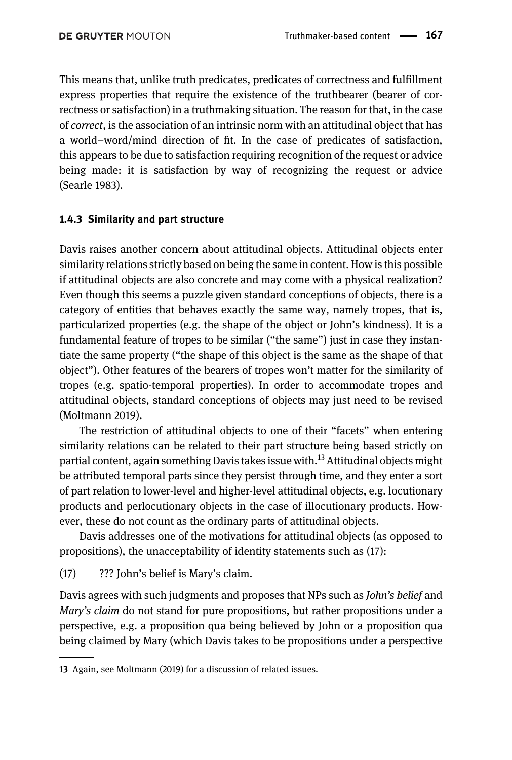This means that, unlike truth predicates, predicates of correctness and fulfillment express properties that require the existence of the truthbearer (bearer of correctness or satisfaction) in a truthmaking situation. The reason for that, in the case of *correct*, is the association of an intrinsic norm with an attitudinal object that has a world–word/mind direction of fit. In the case of predicates of satisfaction, this appears to be due to satisfaction requiring recognition of the request or advice being made: it is satisfaction by way of recognizing the request or advice (Searle 1983).

### 1.4.3 Similarity and part structure

Davis raises another concern about attitudinal objects. Attitudinal objects enter similarity relations strictly based on being the same in content. How is this possible if attitudinal objects are also concrete and may come with a physical realization? Even though this seems a puzzle given standard conceptions of objects, there is a category of entities that behaves exactly the same way, namely tropes, that is, particularized properties (e.g. the shape of the object or John's kindness). It is a fundamental feature of tropes to be similar ("the same") just in case they instantiate the same property ("the shape of this object is the same as the shape of that object"). Other features of the bearers of tropes won't matter for the similarity of tropes (e.g. spatio-temporal properties). In order to accommodate tropes and attitudinal objects, standard conceptions of objects may just need to be revised (Moltmann 2019).

The restriction of attitudinal objects to one of their "facets" when entering similarity relations can be related to their part structure being based strictly on partial content, again something Davis takes issue with.[13] Attitudinal objects might be attributed temporal parts since they persist through time, and they enter a sort of part relation to lower-level and higher-level attitudinal objects, e.g. locutionary products and perlocutionary objects in the case of illocutionary products. However, these do not count as the ordinary parts of attitudinal objects.

Davis addresses one of the motivations for attitudinal objects (as opposed to propositions), the unacceptability of identity statements such as (17):

(17) ??? John's belief is Mary's claim.

Davis agrees with such judgments and proposes that NPs such as *John's belief* and *Mary's claim* do not stand for pure propositions, but rather propositions under a perspective, e.g. a proposition qua being believed by John or a proposition qua being claimed by Mary (which Davis takes to be propositions under a perspective

---

13 Again, see Moltmann (2019) for a discussion of related issues.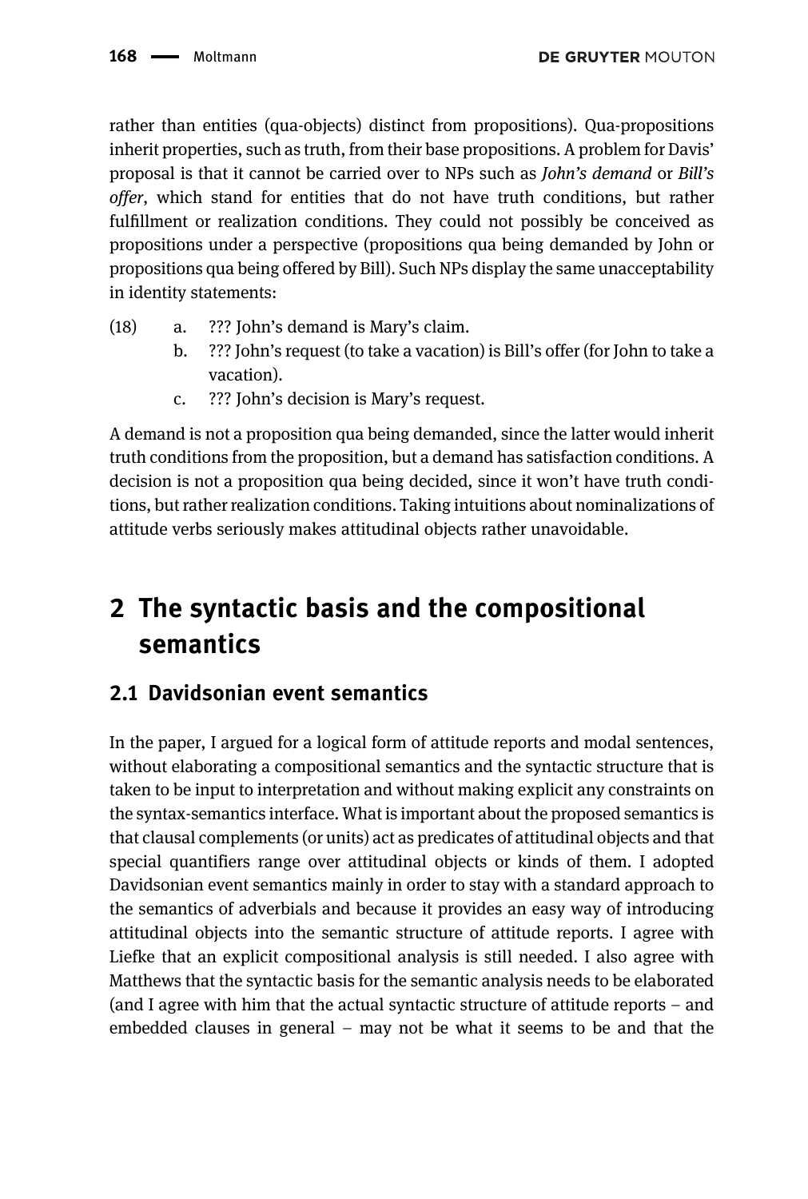rather than entities (qua-objects) distinct from propositions). Qua-propositions inherit properties, such as truth, from their base propositions. A problem for Davis' proposal is that it cannot be carried over to NPs such as *John's demand* or *Bill's offer*, which stand for entities that do not have truth conditions, but rather fulfillment or realization conditions. They could not possibly be conceived as propositions under a perspective (propositions qua being demanded by John or propositions qua being offered by Bill). Such NPs display the same unacceptability in identity statements:

(18) a. ??? John's demand is Mary's claim.
 b. ??? John's request (to take a vacation) is Bill's offer (for John to take a vacation).
 c. ??? John's decision is Mary's request.

A demand is not a proposition qua being demanded, since the latter would inherit truth conditions from the proposition, but a demand has satisfaction conditions. A decision is not a proposition qua being decided, since it won't have truth conditions, but rather realization conditions. Taking intuitions about nominalizations of attitude verbs seriously makes attitudinal objects rather unavoidable.

## 2 The syntactic basis and the compositional semantics

### 2.1 Davidsonian event semantics

In the paper, I argued for a logical form of attitude reports and modal sentences, without elaborating a compositional semantics and the syntactic structure that is taken to be input to interpretation and without making explicit any constraints on the syntax-semantics interface. What is important about the proposed semantics is that clausal complements (or units) act as predicates of attitudinal objects and that special quantifiers range over attitudinal objects or kinds of them. I adopted Davidsonian event semantics mainly in order to stay with a standard approach to the semantics of adverbials and because it provides an easy way of introducing attitudinal objects into the semantic structure of attitude reports. I agree with Liefke that an explicit compositional analysis is still needed. I also agree with Matthews that the syntactic basis for the semantic analysis needs to be elaborated (and I agree with him that the actual syntactic structure of attitude reports – and embedded clauses in general – may not be what it seems to be and that the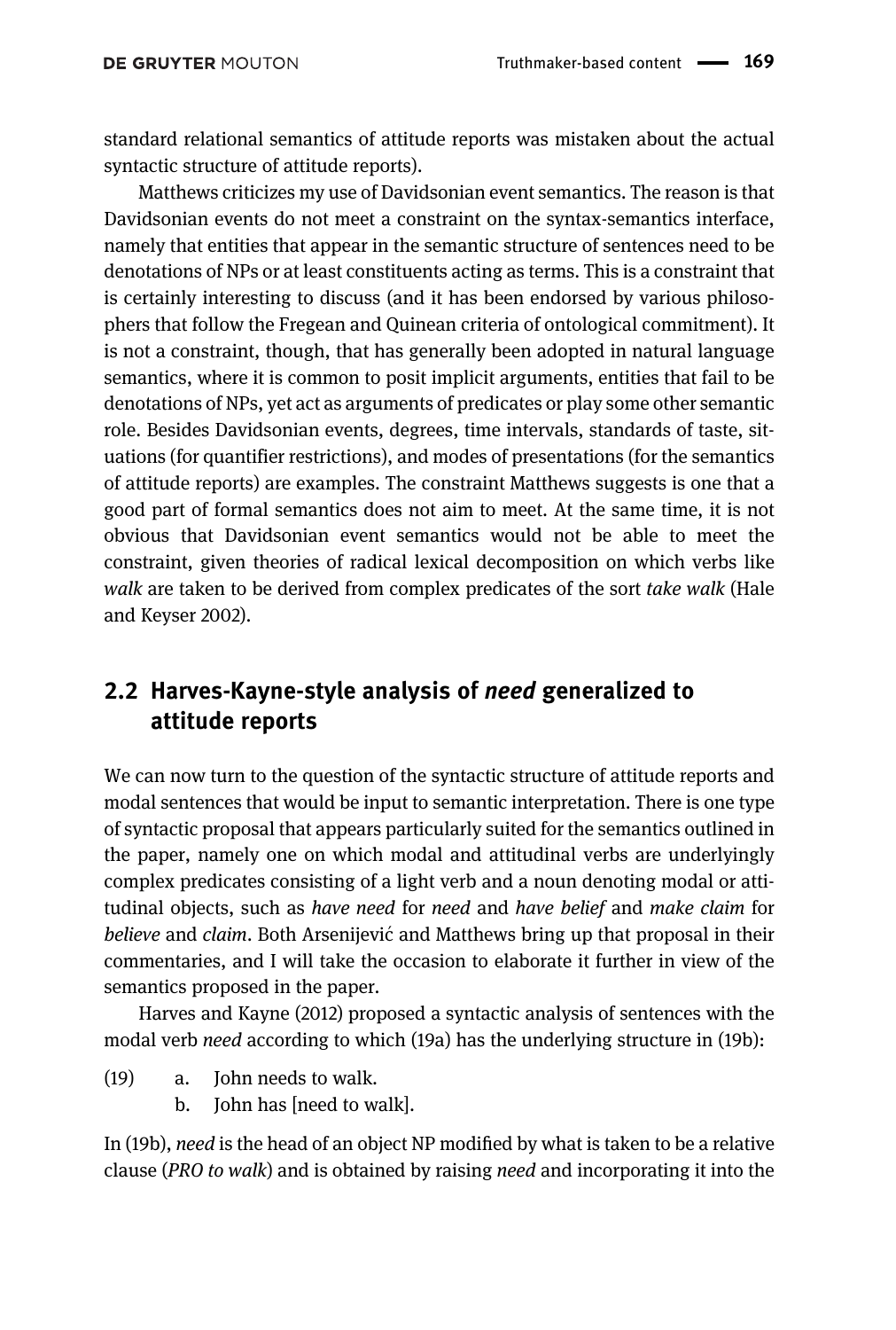standard relational semantics of attitude reports was mistaken about the actual syntactic structure of attitude reports).

Matthews criticizes my use of Davidsonian event semantics. The reason is that Davidsonian events do not meet a constraint on the syntax-semantics interface, namely that entities that appear in the semantic structure of sentences need to be denotations of NPs or at least constituents acting as terms. This is a constraint that is certainly interesting to discuss (and it has been endorsed by various philosophers that follow the Fregean and Quinean criteria of ontological commitment). It is not a constraint, though, that has generally been adopted in natural language semantics, where it is common to posit implicit arguments, entities that fail to be denotations of NPs, yet act as arguments of predicates or play some other semantic role. Besides Davidsonian events, degrees, time intervals, standards of taste, situations (for quantifier restrictions), and modes of presentations (for the semantics of attitude reports) are examples. The constraint Matthews suggests is one that a good part of formal semantics does not aim to meet. At the same time, it is not obvious that Davidsonian event semantics would not be able to meet the constraint, given theories of radical lexical decomposition on which verbs like *walk* are taken to be derived from complex predicates of the sort *take walk* (Hale and Keyser 2002).

## 2.2 Harves-Kayne-style analysis of *need* generalized to attitude reports

We can now turn to the question of the syntactic structure of attitude reports and modal sentences that would be input to semantic interpretation. There is one type of syntactic proposal that appears particularly suited for the semantics outlined in the paper, namely one on which modal and attitudinal verbs are underlyingly complex predicates consisting of a light verb and a noun denoting modal or attitudinal objects, such as *have need* for *need* and *have belief* and *make claim* for *believe* and *claim*. Both Arsenijević and Matthews bring up that proposal in their commentaries, and I will take the occasion to elaborate it further in view of the semantics proposed in the paper.

Harves and Kayne (2012) proposed a syntactic analysis of sentences with the modal verb *need* according to which (19a) has the underlying structure in (19b):

(19) a. John needs to walk.
  b. John has [need to walk].

In (19b), *need* is the head of an object NP modified by what is taken to be a relative clause (*PRO to walk*) and is obtained by raising *need* and incorporating it into the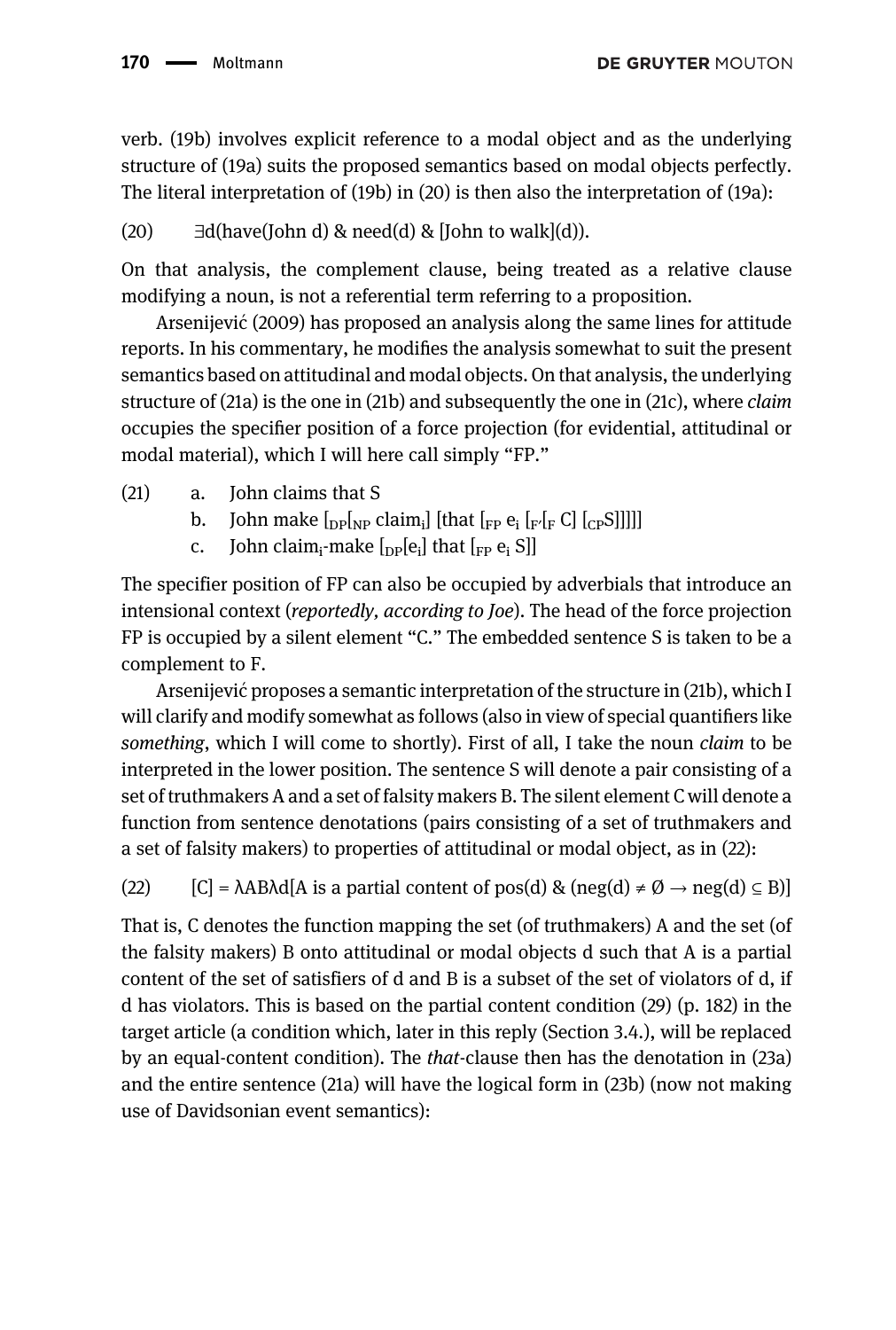verb. (19b) involves explicit reference to a modal object and as the underlying structure of (19a) suits the proposed semantics based on modal objects perfectly. The literal interpretation of (19b) in (20) is then also the interpretation of (19a):

(20) ∃d(have(John d) & need(d) & [John to walk](d)).

On that analysis, the complement clause, being treated as a relative clause modifying a noun, is not a referential term referring to a proposition.

Arsenijević (2009) has proposed an analysis along the same lines for attitude reports. In his commentary, he modifies the analysis somewhat to suit the present semantics based on attitudinal and modal objects. On that analysis, the underlying structure of (21a) is the one in (21b) and subsequently the one in (21c), where *claim* occupies the specifier position of a force projection (for evidential, attitudinal or modal material), which I will here call simply "FP."

(21) a. John claims that S
b. John make $[_{DP}[_{NP}$ claim$_i]$ [that $[_{FP}$ $e_i$ $[_{F'}[_F$ C$]$ $[_{CP}$S$]]]]]$
c. John claim$_i$-make $[_{DP}[e_i]$ that $[_{FP}$ $e_i$ S$]]$

The specifier position of FP can also be occupied by adverbials that introduce an intensional context (*reportedly, according to Joe*). The head of the force projection FP is occupied by a silent element "C." The embedded sentence S is taken to be a complement to F.

Arsenijević proposes a semantic interpretation of the structure in (21b), which I will clarify and modify somewhat as follows (also in view of special quantifiers like *something*, which I will come to shortly). First of all, I take the noun *claim* to be interpreted in the lower position. The sentence S will denote a pair consisting of a set of truthmakers A and a set of falsity makers B. The silent element C will denote a function from sentence denotations (pairs consisting of a set of truthmakers and a set of falsity makers) to properties of attitudinal or modal object, as in (22):

(22) $[C] = \lambda AB\lambda d[A$ is a partial content of pos(d) & (neg(d) $\neq \emptyset \rightarrow$ neg(d) $\subseteq$ B)]

That is, C denotes the function mapping the set (of truthmakers) A and the set (of the falsity makers) B onto attitudinal or modal objects d such that A is a partial content of the set of satisfiers of d and B is a subset of the set of violators of d, if d has violators. This is based on the partial content condition (29) (p. 182) in the target article (a condition which, later in this reply (Section 3.4.), will be replaced by an equal-content condition). The *that*-clause then has the denotation in (23a) and the entire sentence (21a) will have the logical form in (23b) (now not making use of Davidsonian event semantics):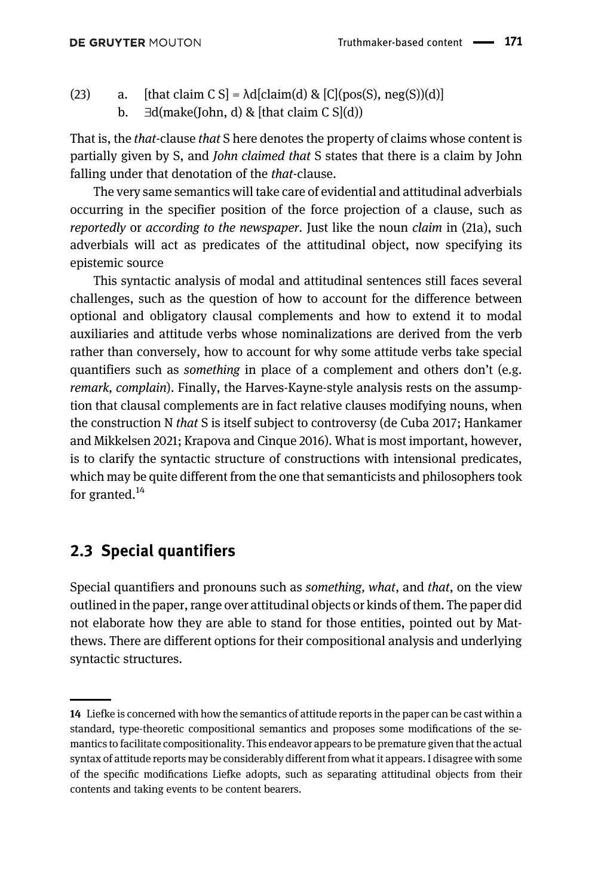(23) a. [that claim C S] = λd[claim(d) & [C](pos(S), neg(S))(d)]
b. ∃d(make(John, d) & [that claim C S](d))

That is, the *that*-clause *that* S here denotes the property of claims whose content is partially given by S, and *John claimed that* S states that there is a claim by John falling under that denotation of the *that*-clause.

The very same semantics will take care of evidential and attitudinal adverbials occurring in the specifier position of the force projection of a clause, such as *reportedly* or *according to the newspaper*. Just like the noun *claim* in (21a), such adverbials will act as predicates of the attitudinal object, now specifying its epistemic source

This syntactic analysis of modal and attitudinal sentences still faces several challenges, such as the question of how to account for the difference between optional and obligatory clausal complements and how to extend it to modal auxiliaries and attitude verbs whose nominalizations are derived from the verb rather than conversely, how to account for why some attitude verbs take special quantifiers such as *something* in place of a complement and others don't (e.g. *remark, complain*). Finally, the Harves-Kayne-style analysis rests on the assumption that clausal complements are in fact relative clauses modifying nouns, when the construction N *that* S is itself subject to controversy (de Cuba 2017; Hankamer and Mikkelsen 2021; Krapova and Cinque 2016). What is most important, however, is to clarify the syntactic structure of constructions with intensional predicates, which may be quite different from the one that semanticists and philosophers took for granted.[14]

## 2.3 Special quantifiers

Special quantifiers and pronouns such as *something, what*, and *that*, on the view outlined in the paper, range over attitudinal objects or kinds of them. The paper did not elaborate how they are able to stand for those entities, pointed out by Matthews. There are different options for their compositional analysis and underlying syntactic structures.

---

14 Liefke is concerned with how the semantics of attitude reports in the paper can be cast within a standard, type-theoretic compositional semantics and proposes some modifications of the semantics to facilitate compositionality. This endeavor appears to be premature given that the actual syntax of attitude reports may be considerably different from what it appears. I disagree with some of the specific modifications Liefke adopts, such as separating attitudinal objects from their contents and taking events to be content bearers.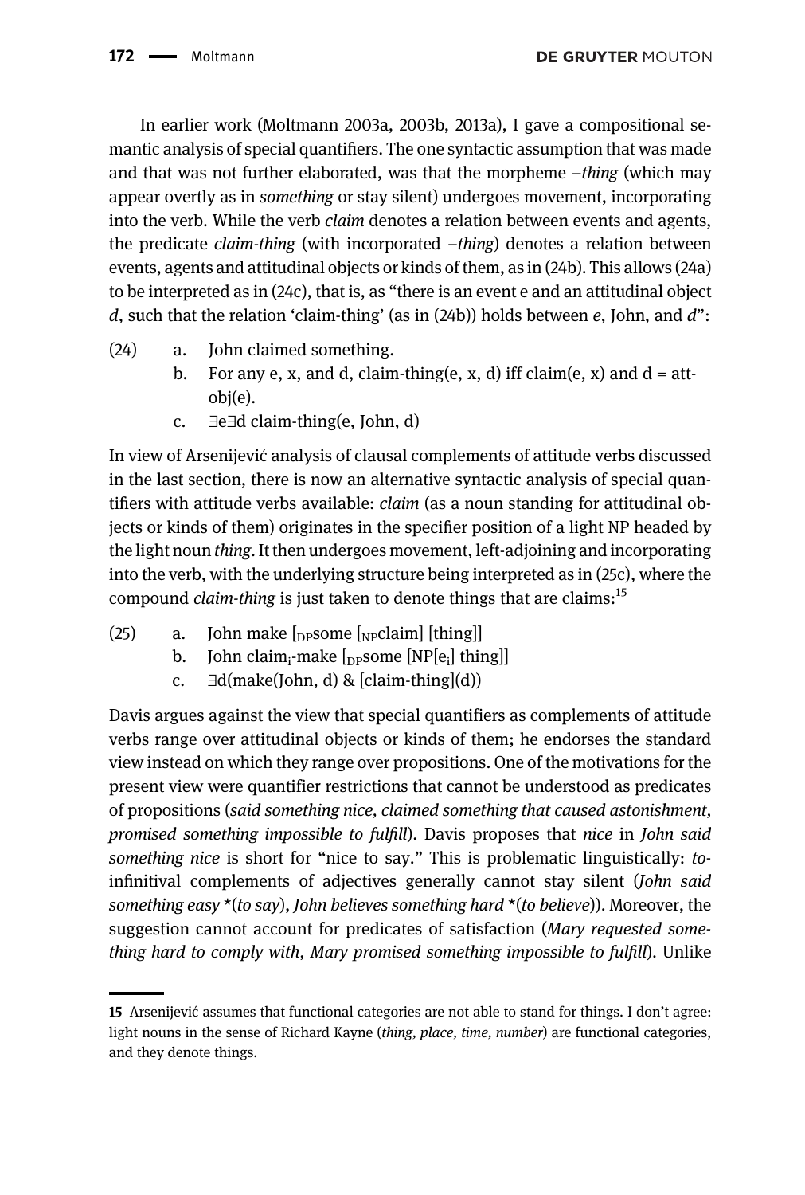In earlier work (Moltmann 2003a, 2003b, 2013a), I gave a compositional semantic analysis of special quantifiers. The one syntactic assumption that was made and that was not further elaborated, was that the morpheme *–thing* (which may appear overtly as in *something* or stay silent) undergoes movement, incorporating into the verb. While the verb *claim* denotes a relation between events and agents, the predicate *claim-thing* (with incorporated *–thing*) denotes a relation between events, agents and attitudinal objects or kinds of them, as in (24b). This allows (24a) to be interpreted as in (24c), that is, as "there is an event e and an attitudinal object *d*, such that the relation 'claim-thing' (as in (24b)) holds between *e*, John, and *d*":

(24) a. John claimed something.
 b. For any e, x, and d, claim-thing(e, x, d) iff claim(e, x) and d = att-obj(e).
 c. ∃e∃d claim-thing(e, John, d)

In view of Arsenijević analysis of clausal complements of attitude verbs discussed in the last section, there is now an alternative syntactic analysis of special quantifiers with attitude verbs available: *claim* (as a noun standing for attitudinal objects or kinds of them) originates in the specifier position of a light NP headed by the light noun *thing*. It then undergoes movement, left-adjoining and incorporating into the verb, with the underlying structure being interpreted as in (25c), where the compound *claim-thing* is just taken to denote things that are claims:[15]

(25) a. John make [$_{DP}$some [$_{NP}$claim] [thing]]
 b. John claim$_i$-make [$_{DP}$some [NP[e$_i$] thing]]
 c. ∃d(make(John, d) & [claim-thing](d))

Davis argues against the view that special quantifiers as complements of attitude verbs range over attitudinal objects or kinds of them; he endorses the standard view instead on which they range over propositions. One of the motivations for the present view were quantifier restrictions that cannot be understood as predicates of propositions (*said something nice, claimed something that caused astonishment, promised something impossible to fulfill*). Davis proposes that *nice* in *John said something nice* is short for "nice to say." This is problematic linguistically: *to*-infinitival complements of adjectives generally cannot stay silent (*John said something easy* *(*to say*), *John believes something hard* *(*to believe*)). Moreover, the suggestion cannot account for predicates of satisfaction (*Mary requested something hard to comply with*, *Mary promised something impossible to fulfill*). Unlike

15 Arsenijević assumes that functional categories are not able to stand for things. I don't agree: light nouns in the sense of Richard Kayne (*thing, place, time, number*) are functional categories, and they denote things.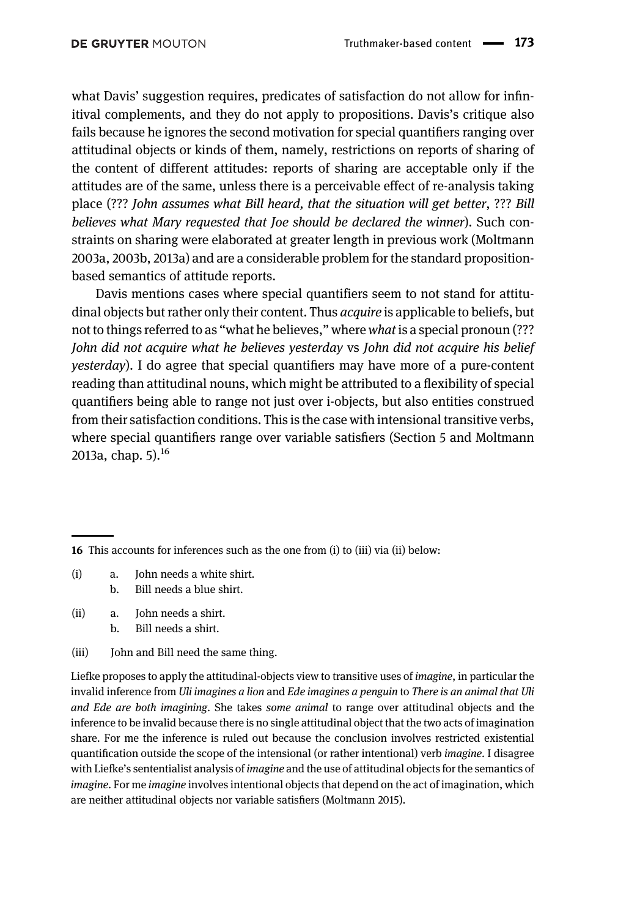what Davis' suggestion requires, predicates of satisfaction do not allow for infinitival complements, and they do not apply to propositions. Davis's critique also fails because he ignores the second motivation for special quantifiers ranging over attitudinal objects or kinds of them, namely, restrictions on reports of sharing of the content of different attitudes: reports of sharing are acceptable only if the attitudes are of the same, unless there is a perceivable effect of re-analysis taking place (??? *John assumes what Bill heard, that the situation will get better*, ??? *Bill believes what Mary requested that Joe should be declared the winner*). Such constraints on sharing were elaborated at greater length in previous work (Moltmann 2003a, 2003b, 2013a) and are a considerable problem for the standard proposition-based semantics of attitude reports.

Davis mentions cases where special quantifiers seem to not stand for attitudinal objects but rather only their content. Thus *acquire* is applicable to beliefs, but not to things referred to as "what he believes," where *what* is a special pronoun (??? *John did not acquire what he believes yesterday* vs *John did not acquire his belief yesterday*). I do agree that special quantifiers may have more of a pure-content reading than attitudinal nouns, which might be attributed to a flexibility of special quantifiers being able to range not just over i-objects, but also entities construed from their satisfaction conditions. This is the case with intensional transitive verbs, where special quantifiers range over variable satisfiers (Section 5 and Moltmann 2013a, chap. 5).[16]

---

16 This accounts for inferences such as the one from (i) to (iii) via (ii) below:

(i) a. John needs a white shirt.
 b. Bill needs a blue shirt.

(ii) a. John needs a shirt.
 b. Bill needs a shirt.

(iii) John and Bill need the same thing.

Liefke proposes to apply the attitudinal-objects view to transitive uses of *imagine*, in particular the invalid inference from *Uli imagines a lion* and *Ede imagines a penguin* to *There is an animal that Uli and Ede are both imagining*. She takes *some animal* to range over attitudinal objects and the inference to be invalid because there is no single attitudinal object that the two acts of imagination share. For me the inference is ruled out because the conclusion involves restricted existential quantification outside the scope of the intensional (or rather intentional) verb *imagine*. I disagree with Liefke's sententialist analysis of *imagine* and the use of attitudinal objects for the semantics of *imagine*. For me *imagine* involves intentional objects that depend on the act of imagination, which are neither attitudinal objects nor variable satisfiers (Moltmann 2015).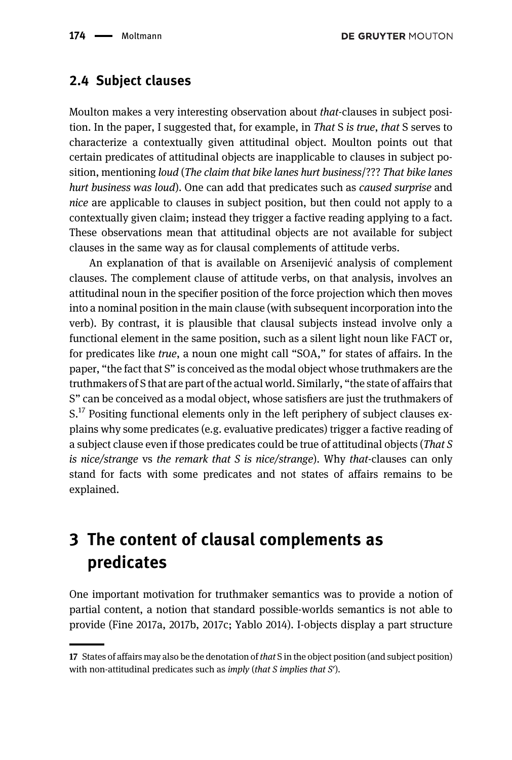### 2.4 Subject clauses

Moulton makes a very interesting observation about *that*-clauses in subject position. In the paper, I suggested that, for example, in *That* S *is true*, *that* S serves to characterize a contextually given attitudinal object. Moulton points out that certain predicates of attitudinal objects are inapplicable to clauses in subject position, mentioning *loud* (*The claim that bike lanes hurt business*/??? *That bike lanes hurt business was loud*). One can add that predicates such as *caused surprise* and *nice* are applicable to clauses in subject position, but then could not apply to a contextually given claim; instead they trigger a factive reading applying to a fact. These observations mean that attitudinal objects are not available for subject clauses in the same way as for clausal complements of attitude verbs.

An explanation of that is available on Arsenijević analysis of complement clauses. The complement clause of attitude verbs, on that analysis, involves an attitudinal noun in the specifier position of the force projection which then moves into a nominal position in the main clause (with subsequent incorporation into the verb). By contrast, it is plausible that clausal subjects instead involve only a functional element in the same position, such as a silent light noun like FACT or, for predicates like *true*, a noun one might call "SOA," for states of affairs. In the paper, "the fact that S" is conceived as the modal object whose truthmakers are the truthmakers of S that are part of the actual world. Similarly, "the state of affairs that S" can be conceived as a modal object, whose satisfiers are just the truthmakers of S.[17] Positing functional elements only in the left periphery of subject clauses explains why some predicates (e.g. evaluative predicates) trigger a factive reading of a subject clause even if those predicates could be true of attitudinal objects (*That S is nice/strange* vs *the remark that S is nice/strange*). Why *that*-clauses can only stand for facts with some predicates and not states of affairs remains to be explained.

## 3 The content of clausal complements as predicates

One important motivation for truthmaker semantics was to provide a notion of partial content, a notion that standard possible-worlds semantics is not able to provide (Fine 2017a, 2017b, 2017c; Yablo 2014). I-objects display a part structure

---

17 States of affairs may also be the denotation of *that* S in the object position (and subject position) with non-attitudinal predicates such as *imply* (*that S implies that S'*).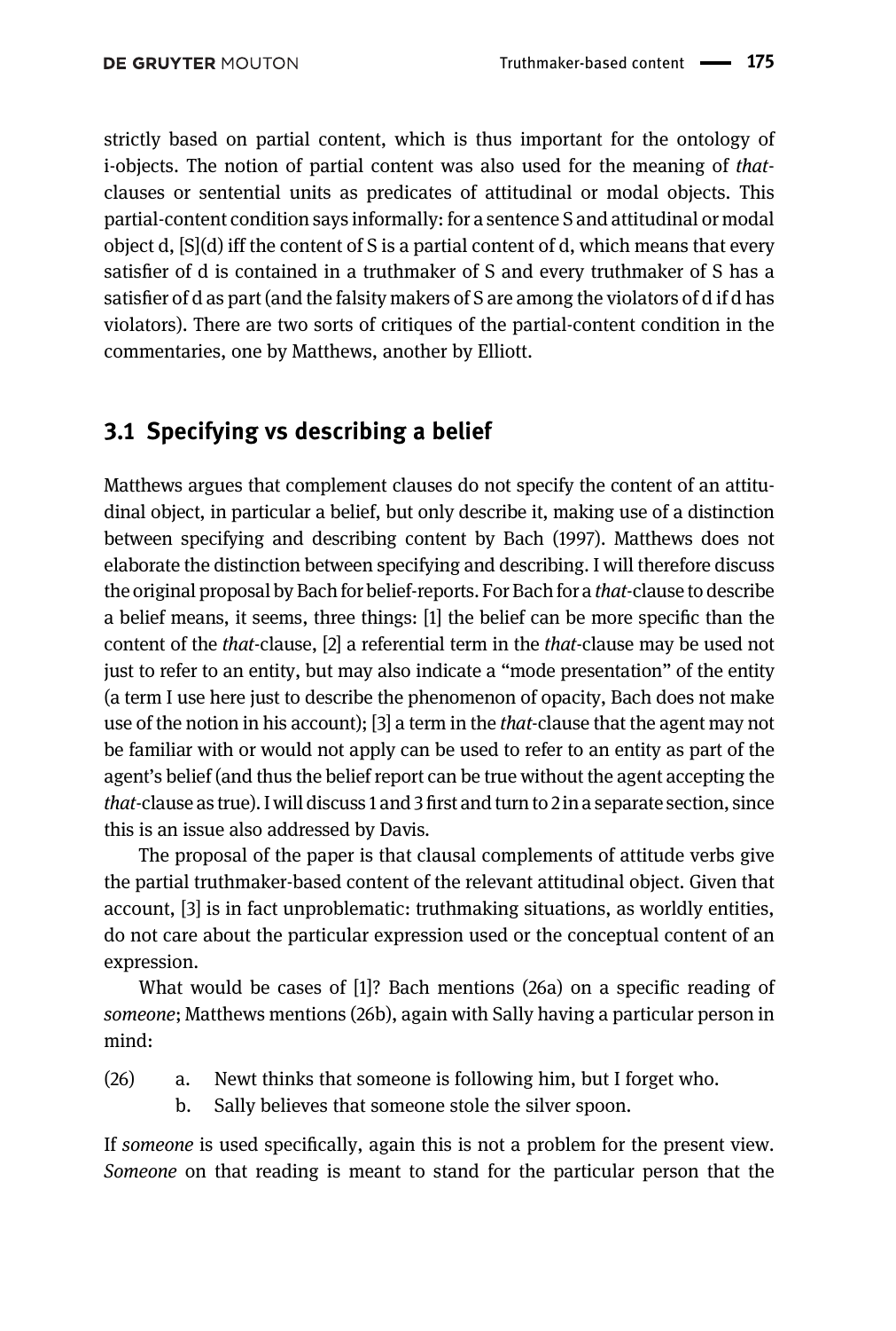strictly based on partial content, which is thus important for the ontology of i-objects. The notion of partial content was also used for the meaning of *that*-clauses or sentential units as predicates of attitudinal or modal objects. This partial-content condition says informally: for a sentence S and attitudinal or modal object d, [S](d) iff the content of S is a partial content of d, which means that every satisfier of d is contained in a truthmaker of S and every truthmaker of S has a satisfier of d as part (and the falsity makers of S are among the violators of d if d has violators). There are two sorts of critiques of the partial-content condition in the commentaries, one by Matthews, another by Elliott.

## 3.1 Specifying vs describing a belief

Matthews argues that complement clauses do not specify the content of an attitudinal object, in particular a belief, but only describe it, making use of a distinction between specifying and describing content by Bach (1997). Matthews does not elaborate the distinction between specifying and describing. I will therefore discuss the original proposal by Bach for belief-reports. For Bach for a *that*-clause to describe a belief means, it seems, three things: [1] the belief can be more specific than the content of the *that*-clause, [2] a referential term in the *that*-clause may be used not just to refer to an entity, but may also indicate a "mode presentation" of the entity (a term I use here just to describe the phenomenon of opacity, Bach does not make use of the notion in his account); [3] a term in the *that*-clause that the agent may not be familiar with or would not apply can be used to refer to an entity as part of the agent's belief (and thus the belief report can be true without the agent accepting the *that*-clause as true). I will discuss 1 and 3 first and turn to 2 in a separate section, since this is an issue also addressed by Davis.

The proposal of the paper is that clausal complements of attitude verbs give the partial truthmaker-based content of the relevant attitudinal object. Given that account, [3] is in fact unproblematic: truthmaking situations, as worldly entities, do not care about the particular expression used or the conceptual content of an expression.

What would be cases of [1]? Bach mentions (26a) on a specific reading of *someone*; Matthews mentions (26b), again with Sally having a particular person in mind:

(26) a. Newt thinks that someone is following him, but I forget who.
b. Sally believes that someone stole the silver spoon.

If *someone* is used specifically, again this is not a problem for the present view. *Someone* on that reading is meant to stand for the particular person that the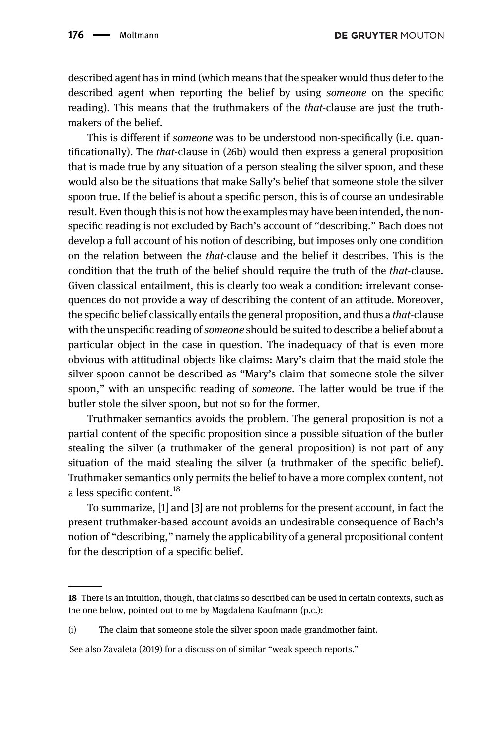described agent has in mind (which means that the speaker would thus defer to the described agent when reporting the belief by using *someone* on the specific reading). This means that the truthmakers of the *that*-clause are just the truthmakers of the belief.

This is different if *someone* was to be understood non-specifically (i.e. quantificationally). The *that*-clause in (26b) would then express a general proposition that is made true by any situation of a person stealing the silver spoon, and these would also be the situations that make Sally's belief that someone stole the silver spoon true. If the belief is about a specific person, this is of course an undesirable result. Even though this is not how the examples may have been intended, the non-specific reading is not excluded by Bach's account of "describing." Bach does not develop a full account of his notion of describing, but imposes only one condition on the relation between the *that*-clause and the belief it describes. This is the condition that the truth of the belief should require the truth of the *that*-clause. Given classical entailment, this is clearly too weak a condition: irrelevant consequences do not provide a way of describing the content of an attitude. Moreover, the specific belief classically entails the general proposition, and thus a *that*-clause with the unspecific reading of *someone* should be suited to describe a belief about a particular object in the case in question. The inadequacy of that is even more obvious with attitudinal objects like claims: Mary's claim that the maid stole the silver spoon cannot be described as "Mary's claim that someone stole the silver spoon," with an unspecific reading of *someone*. The latter would be true if the butler stole the silver spoon, but not so for the former.

Truthmaker semantics avoids the problem. The general proposition is not a partial content of the specific proposition since a possible situation of the butler stealing the silver (a truthmaker of the general proposition) is not part of any situation of the maid stealing the silver (a truthmaker of the specific belief). Truthmaker semantics only permits the belief to have a more complex content, not a less specific content.[18]

To summarize, [1] and [3] are not problems for the present account, in fact the present truthmaker-based account avoids an undesirable consequence of Bach's notion of "describing," namely the applicability of a general propositional content for the description of a specific belief.

---

**18** There is an intuition, though, that claims so described can be used in certain contexts, such as the one below, pointed out to me by Magdalena Kaufmann (p.c.):

(i) The claim that someone stole the silver spoon made grandmother faint.

See also Zavaleta (2019) for a discussion of similar "weak speech reports."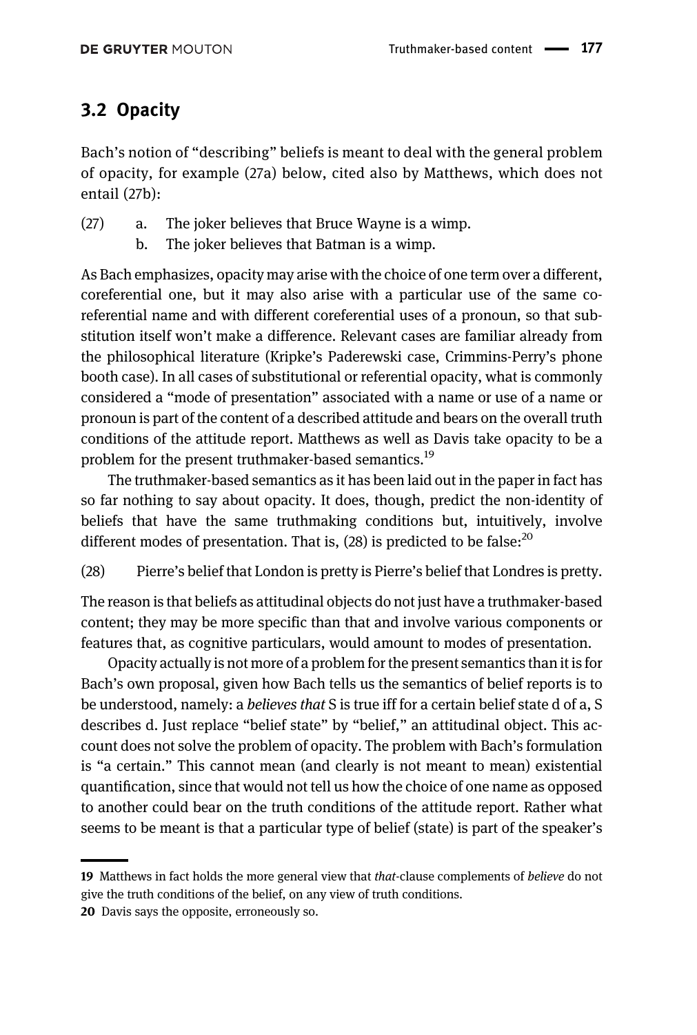## 3.2 Opacity

Bach's notion of "describing" beliefs is meant to deal with the general problem of opacity, for example (27a) below, cited also by Matthews, which does not entail (27b):

(27) a. The joker believes that Bruce Wayne is a wimp.
b. The joker believes that Batman is a wimp.

As Bach emphasizes, opacity may arise with the choice of one term over a different, coreferential one, but it may also arise with a particular use of the same coreferential name and with different coreferential uses of a pronoun, so that substitution itself won't make a difference. Relevant cases are familiar already from the philosophical literature (Kripke's Paderewski case, Crimmins-Perry's phone booth case). In all cases of substitutional or referential opacity, what is commonly considered a "mode of presentation" associated with a name or use of a name or pronoun is part of the content of a described attitude and bears on the overall truth conditions of the attitude report. Matthews as well as Davis take opacity to be a problem for the present truthmaker-based semantics.[19]

The truthmaker-based semantics as it has been laid out in the paper in fact has so far nothing to say about opacity. It does, though, predict the non-identity of beliefs that have the same truthmaking conditions but, intuitively, involve different modes of presentation. That is, (28) is predicted to be false:[20]

(28) Pierre's belief that London is pretty is Pierre's belief that Londres is pretty.

The reason is that beliefs as attitudinal objects do not just have a truthmaker-based content; they may be more specific than that and involve various components or features that, as cognitive particulars, would amount to modes of presentation.

Opacity actually is not more of a problem for the present semantics than it is for Bach's own proposal, given how Bach tells us the semantics of belief reports is to be understood, namely: a *believes that* S is true iff for a certain belief state d of a, S describes d. Just replace "belief state" by "belief," an attitudinal object. This account does not solve the problem of opacity. The problem with Bach's formulation is "a certain." This cannot mean (and clearly is not meant to mean) existential quantification, since that would not tell us how the choice of one name as opposed to another could bear on the truth conditions of the attitude report. Rather what seems to be meant is that a particular type of belief (state) is part of the speaker's

---

19 Matthews in fact holds the more general view that *that*-clause complements of *believe* do not give the truth conditions of the belief, on any view of truth conditions.

20 Davis says the opposite, erroneously so.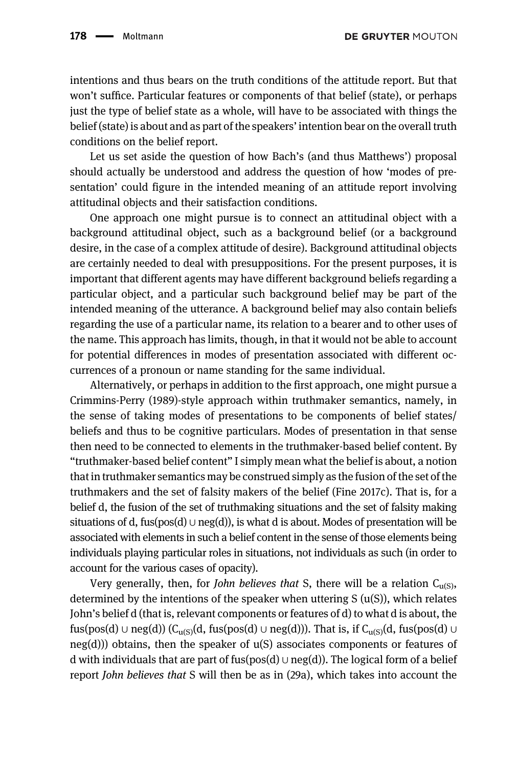intentions and thus bears on the truth conditions of the attitude report. But that won't suffice. Particular features or components of that belief (state), or perhaps just the type of belief state as a whole, will have to be associated with things the belief (state) is about and as part of the speakers' intention bear on the overall truth conditions on the belief report.

Let us set aside the question of how Bach's (and thus Matthews') proposal should actually be understood and address the question of how 'modes of presentation' could figure in the intended meaning of an attitude report involving attitudinal objects and their satisfaction conditions.

One approach one might pursue is to connect an attitudinal object with a background attitudinal object, such as a background belief (or a background desire, in the case of a complex attitude of desire). Background attitudinal objects are certainly needed to deal with presuppositions. For the present purposes, it is important that different agents may have different background beliefs regarding a particular object, and a particular such background belief may be part of the intended meaning of the utterance. A background belief may also contain beliefs regarding the use of a particular name, its relation to a bearer and to other uses of the name. This approach has limits, though, in that it would not be able to account for potential differences in modes of presentation associated with different occurrences of a pronoun or name standing for the same individual.

Alternatively, or perhaps in addition to the first approach, one might pursue a Crimmins-Perry (1989)-style approach within truthmaker semantics, namely, in the sense of taking modes of presentations to be components of belief states/beliefs and thus to be cognitive particulars. Modes of presentation in that sense then need to be connected to elements in the truthmaker-based belief content. By "truthmaker-based belief content" I simply mean what the belief is about, a notion that in truthmaker semantics may be construed simply as the fusion of the set of the truthmakers and the set of falsity makers of the belief (Fine 2017c). That is, for a belief d, the fusion of the set of truthmaking situations and the set of falsity making situations of d, $fus(pos(d) \cup neg(d))$, is what d is about. Modes of presentation will be associated with elements in such a belief content in the sense of those elements being individuals playing particular roles in situations, not individuals as such (in order to account for the various cases of opacity).

Very generally, then, for *John believes that* S, there will be a relation $C_{u(S)}$, determined by the intentions of the speaker when uttering S (u(S)), which relates John's belief d (that is, relevant components or features of d) to what d is about, the $fus(pos(d) \cup neg(d))$ ($C_{u(S)}(d, fus(pos(d) \cup neg(d)))$). That is, if $C_{u(S)}(d, fus(pos(d) \cup neg(d)))$ obtains, then the speaker of u(S) associates components or features of d with individuals that are part of $fus(pos(d) \cup neg(d))$. The logical form of a belief report *John believes that* S will then be as in (29a), which takes into account the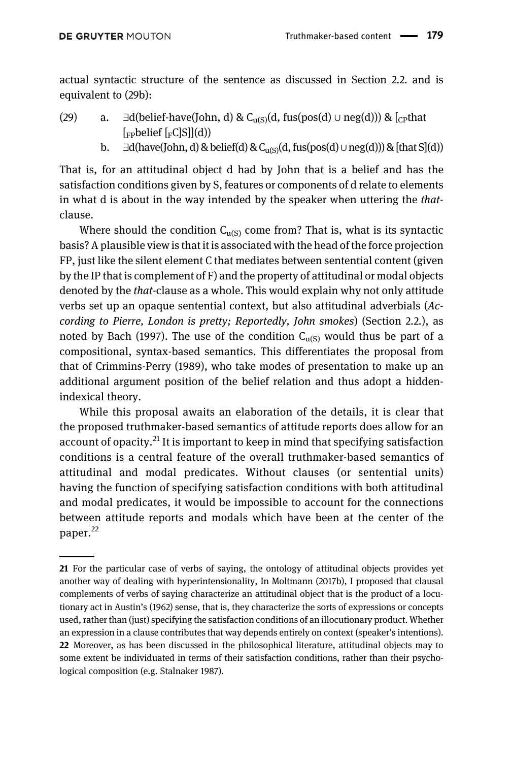actual syntactic structure of the sentence as discussed in Section 2.2. and is equivalent to (29b):

(29) a. $\exists d(\text{belief-have}(\text{John}, d)\ \&\ C_{u(S)}(d, \text{fus}(\text{pos}(d) \cup \text{neg}(d)))\ \&\ [_{CP}\text{that}\ [_{FP}\text{belief}\ [_{F}C]S]](d))$

b. $\exists d(\text{have}(\text{John}, d)\ \&\ \text{belief}(d)\ \&\ C_{u(S)}(d, \text{fus}(\text{pos}(d) \cup \text{neg}(d)))\ \&\ [\text{that S}](d))$

That is, for an attitudinal object d had by John that is a belief and has the satisfaction conditions given by S, features or components of d relate to elements in what d is about in the way intended by the speaker when uttering the *that*-clause.

Where should the condition $C_{u(S)}$ come from? That is, what is its syntactic basis? A plausible view is that it is associated with the head of the force projection FP, just like the silent element C that mediates between sentential content (given by the IP that is complement of F) and the property of attitudinal or modal objects denoted by the *that*-clause as a whole. This would explain why not only attitude verbs set up an opaque sentential context, but also attitudinal adverbials (*According to Pierre, London is pretty; Reportedly, John smokes*) (Section 2.2.), as noted by Bach (1997). The use of the condition $C_{u(S)}$ would thus be part of a compositional, syntax-based semantics. This differentiates the proposal from that of Crimmins-Perry (1989), who take modes of presentation to make up an additional argument position of the belief relation and thus adopt a hidden-indexical theory.

While this proposal awaits an elaboration of the details, it is clear that the proposed truthmaker-based semantics of attitude reports does allow for an account of opacity.[21] It is important to keep in mind that specifying satisfaction conditions is a central feature of the overall truthmaker-based semantics of attitudinal and modal predicates. Without clauses (or sentential units) having the function of specifying satisfaction conditions with both attitudinal and modal predicates, it would be impossible to account for the connections between attitude reports and modals which have been at the center of the paper.[22]

---

21 For the particular case of verbs of saying, the ontology of attitudinal objects provides yet another way of dealing with hyperintensionality, In Moltmann (2017b), I proposed that clausal complements of verbs of saying characterize an attitudinal object that is the product of a locutionary act in Austin's (1962) sense, that is, they characterize the sorts of expressions or concepts used, rather than (just) specifying the satisfaction conditions of an illocutionary product. Whether an expression in a clause contributes that way depends entirely on context (speaker's intentions).

22 Moreover, as has been discussed in the philosophical literature, attitudinal objects may to some extent be individuated in terms of their satisfaction conditions, rather than their psychological composition (e.g. Stalnaker 1987).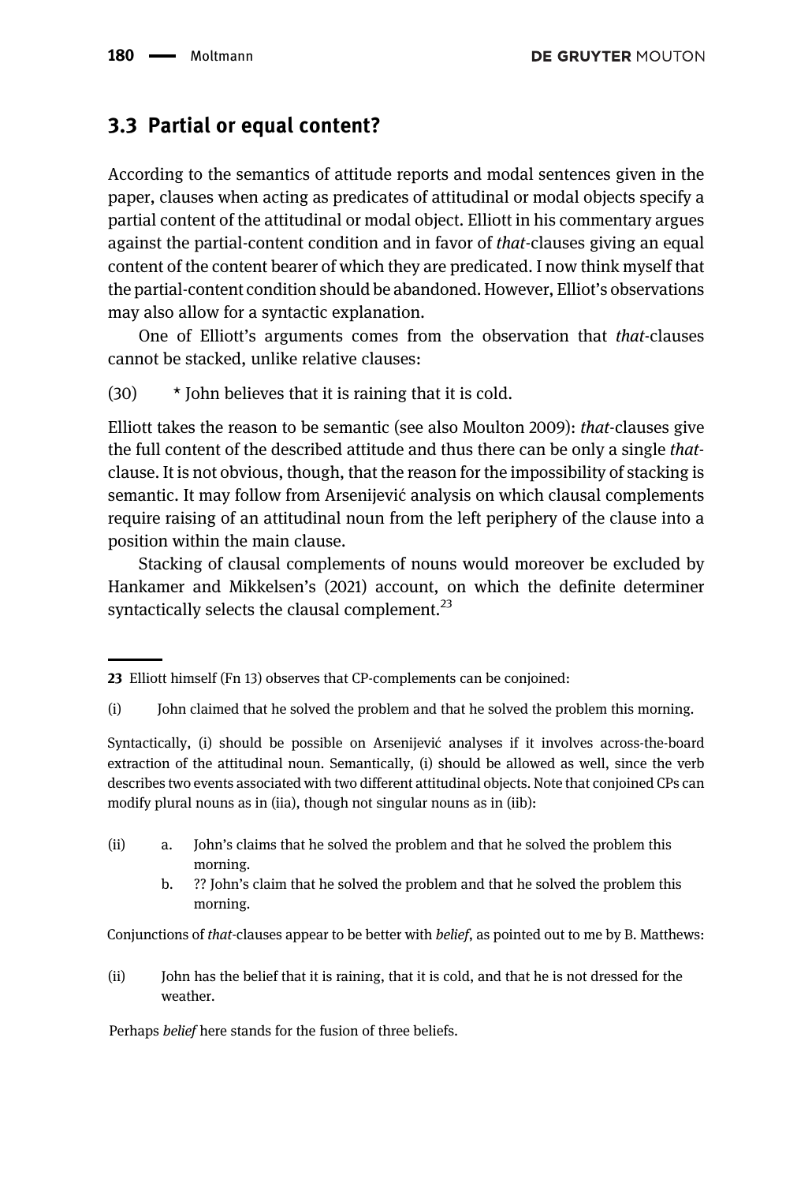### 3.3 Partial or equal content?

According to the semantics of attitude reports and modal sentences given in the paper, clauses when acting as predicates of attitudinal or modal objects specify a partial content of the attitudinal or modal object. Elliott in his commentary argues against the partial-content condition and in favor of *that*-clauses giving an equal content of the content bearer of which they are predicated. I now think myself that the partial-content condition should be abandoned. However, Elliot's observations may also allow for a syntactic explanation.

One of Elliott's arguments comes from the observation that *that*-clauses cannot be stacked, unlike relative clauses:

(30) * John believes that it is raining that it is cold.

Elliott takes the reason to be semantic (see also Moulton 2009): *that*-clauses give the full content of the described attitude and thus there can be only a single *that*-clause. It is not obvious, though, that the reason for the impossibility of stacking is semantic. It may follow from Arsenijević analysis on which clausal complements require raising of an attitudinal noun from the left periphery of the clause into a position within the main clause.

Stacking of clausal complements of nouns would moreover be excluded by Hankamer and Mikkelsen's (2021) account, on which the definite determiner syntactically selects the clausal complement.[23]

---

**23** Elliott himself (Fn 13) observes that CP-complements can be conjoined:

(i) John claimed that he solved the problem and that he solved the problem this morning.

Syntactically, (i) should be possible on Arsenijević analyses if it involves across-the-board extraction of the attitudinal noun. Semantically, (i) should be allowed as well, since the verb describes two events associated with two different attitudinal objects. Note that conjoined CPs can modify plural nouns as in (iia), though not singular nouns as in (iib):

(ii) a. John's claims that he solved the problem and that he solved the problem this morning.
b. ?? John's claim that he solved the problem and that he solved the problem this morning.

Conjunctions of *that*-clauses appear to be better with *belief*, as pointed out to me by B. Matthews:

(ii) John has the belief that it is raining, that it is cold, and that he is not dressed for the weather.

Perhaps *belief* here stands for the fusion of three beliefs.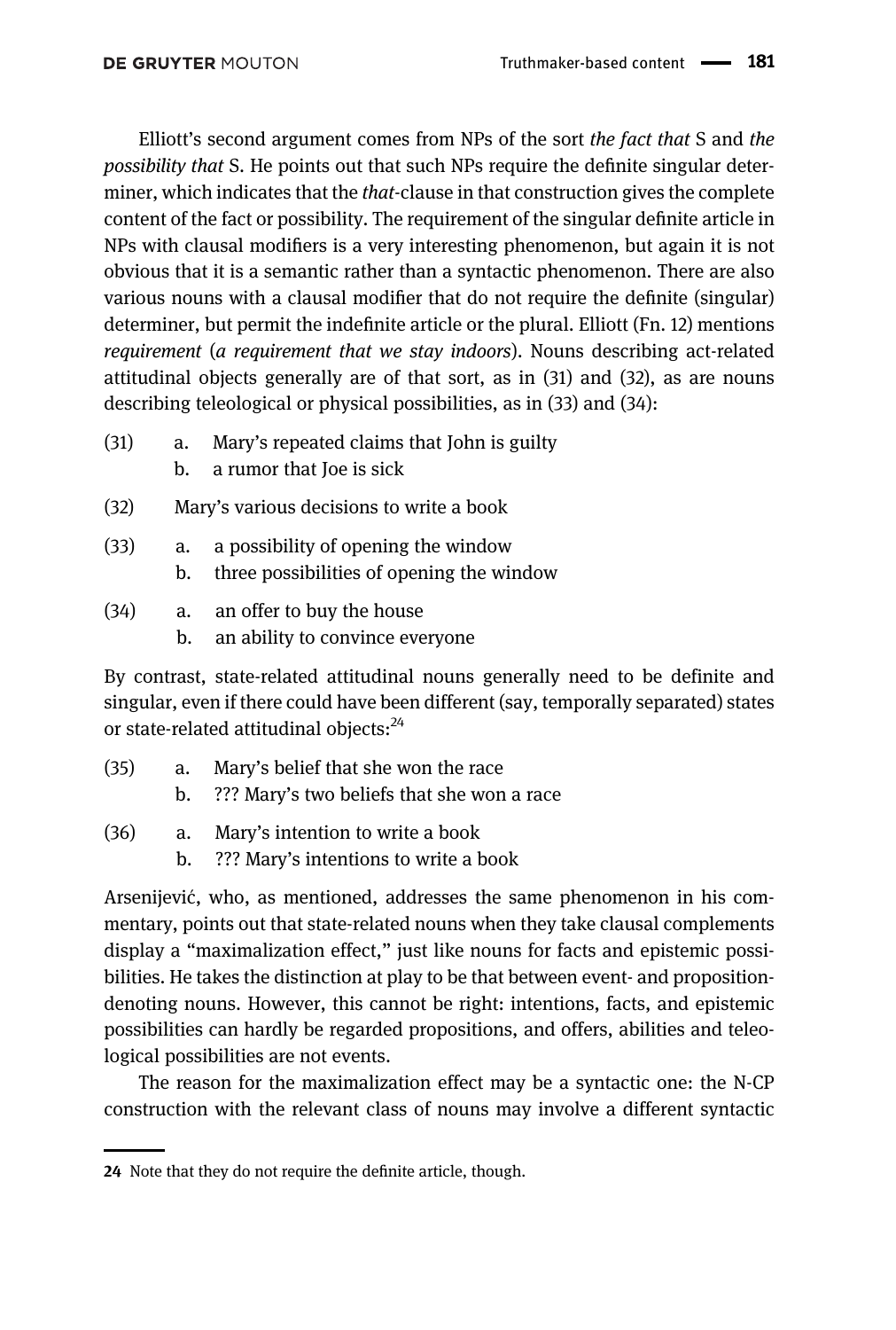Elliott's second argument comes from NPs of the sort *the fact that* S and *the possibility that* S. He points out that such NPs require the definite singular determiner, which indicates that the *that*-clause in that construction gives the complete content of the fact or possibility. The requirement of the singular definite article in NPs with clausal modifiers is a very interesting phenomenon, but again it is not obvious that it is a semantic rather than a syntactic phenomenon. There are also various nouns with a clausal modifier that do not require the definite (singular) determiner, but permit the indefinite article or the plural. Elliott (Fn. 12) mentions *requirement* (*a requirement that we stay indoors*). Nouns describing act-related attitudinal objects generally are of that sort, as in (31) and (32), as are nouns describing teleological or physical possibilities, as in (33) and (34):

(31) a. Mary's repeated claims that John is guilty
b. a rumor that Joe is sick

(32) Mary's various decisions to write a book

(33) a. a possibility of opening the window
b. three possibilities of opening the window

(34) a. an offer to buy the house
b. an ability to convince everyone

By contrast, state-related attitudinal nouns generally need to be definite and singular, even if there could have been different (say, temporally separated) states or state-related attitudinal objects:[24]

(35) a. Mary's belief that she won the race
b. ??? Mary's two beliefs that she won a race

(36) a. Mary's intention to write a book
b. ??? Mary's intentions to write a book

Arsenijević, who, as mentioned, addresses the same phenomenon in his commentary, points out that state-related nouns when they take clausal complements display a "maximalization effect," just like nouns for facts and epistemic possibilities. He takes the distinction at play to be that between event- and proposition-denoting nouns. However, this cannot be right: intentions, facts, and epistemic possibilities can hardly be regarded propositions, and offers, abilities and teleological possibilities are not events.

The reason for the maximalization effect may be a syntactic one: the N-CP construction with the relevant class of nouns may involve a different syntactic

---

24 Note that they do not require the definite article, though.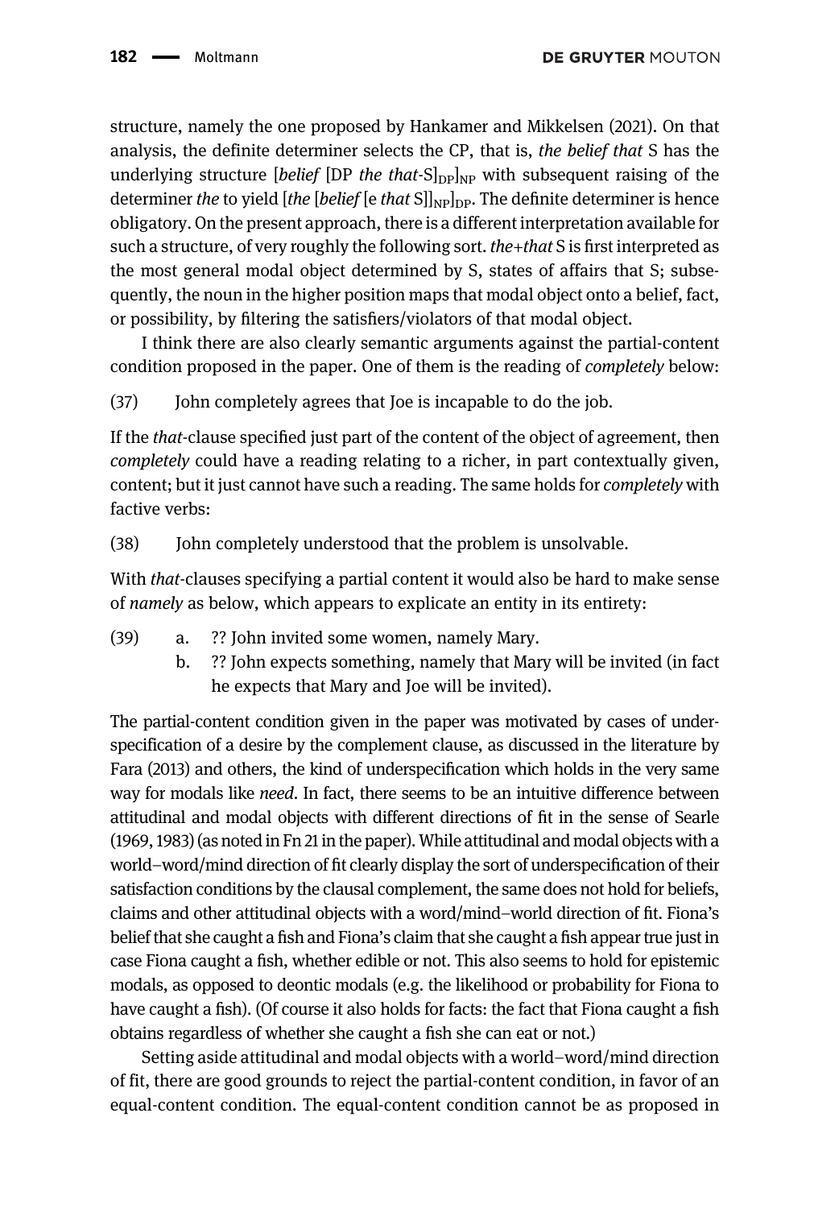structure, namely the one proposed by Hankamer and Mikkelsen (2021). On that analysis, the definite determiner selects the CP, that is, *the belief that* S has the underlying structure [*belief* [DP *the that*-S]$_{DP}$]$_{NP}$ with subsequent raising of the determiner *the* to yield [*the* [*belief* [e *that* S]]$_{NP}$]$_{DP}$. The definite determiner is hence obligatory. On the present approach, there is a different interpretation available for such a structure, of very roughly the following sort. *the*+*that* S is first interpreted as the most general modal object determined by S, states of affairs that S; subsequently, the noun in the higher position maps that modal object onto a belief, fact, or possibility, by filtering the satisfiers/violators of that modal object.

I think there are also clearly semantic arguments against the partial-content condition proposed in the paper. One of them is the reading of *completely* below:

(37) John completely agrees that Joe is incapable to do the job.

If the *that*-clause specified just part of the content of the object of agreement, then *completely* could have a reading relating to a richer, in part contextually given, content; but it just cannot have such a reading. The same holds for *completely* with factive verbs:

(38) John completely understood that the problem is unsolvable.

With *that*-clauses specifying a partial content it would also be hard to make sense of *namely* as below, which appears to explicate an entity in its entirety:

(39) a. ?? John invited some women, namely Mary.
b. ?? John expects something, namely that Mary will be invited (in fact he expects that Mary and Joe will be invited).

The partial-content condition given in the paper was motivated by cases of underspecification of a desire by the complement clause, as discussed in the literature by Fara (2013) and others, the kind of underspecification which holds in the very same way for modals like *need*. In fact, there seems to be an intuitive difference between attitudinal and modal objects with different directions of fit in the sense of Searle (1969, 1983) (as noted in Fn 21 in the paper). While attitudinal and modal objects with a world–word/mind direction of fit clearly display the sort of underspecification of their satisfaction conditions by the clausal complement, the same does not hold for beliefs, claims and other attitudinal objects with a word/mind–world direction of fit. Fiona's belief that she caught a fish and Fiona's claim that she caught a fish appear true just in case Fiona caught a fish, whether edible or not. This also seems to hold for epistemic modals, as opposed to deontic modals (e.g. the likelihood or probability for Fiona to have caught a fish). (Of course it also holds for facts: the fact that Fiona caught a fish obtains regardless of whether she caught a fish she can eat or not.)

Setting aside attitudinal and modal objects with a world–word/mind direction of fit, there are good grounds to reject the partial-content condition, in favor of an equal-content condition. The equal-content condition cannot be as proposed in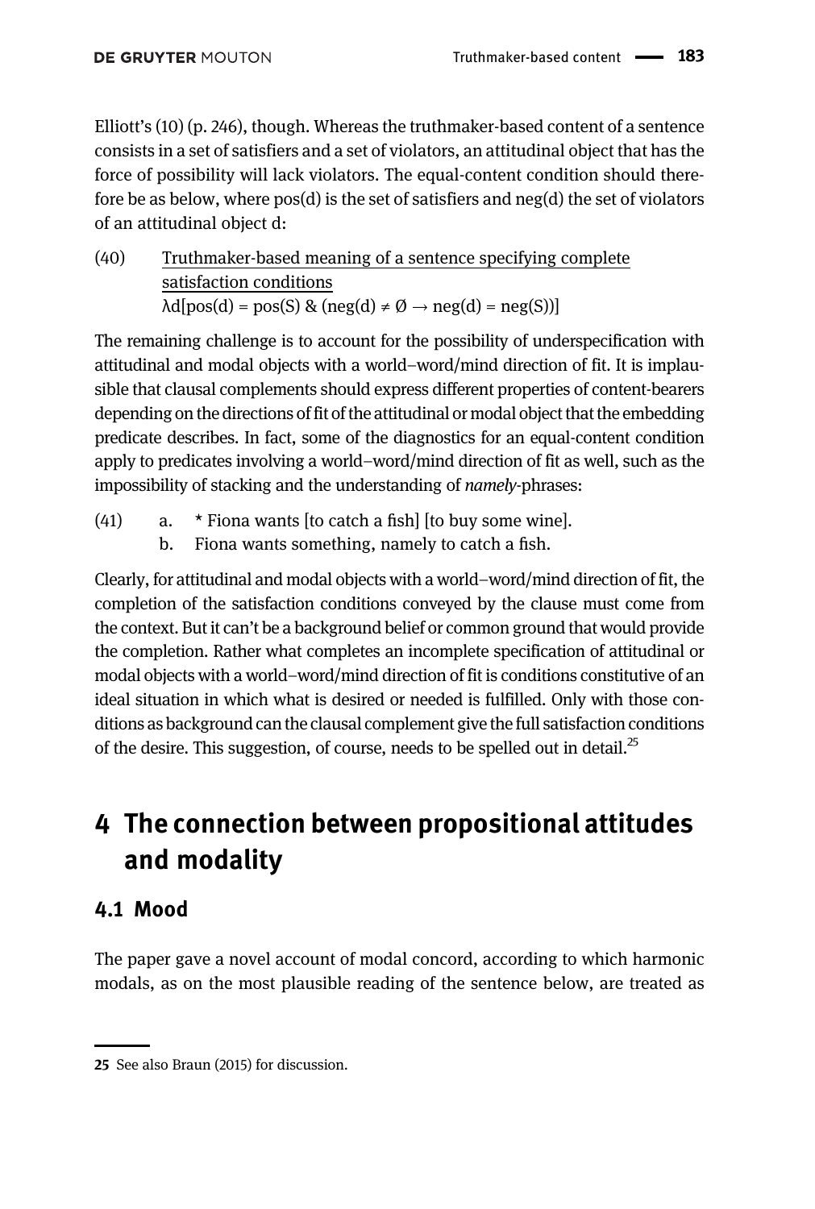Elliott's (10) (p. 246), though. Whereas the truthmaker-based content of a sentence consists in a set of satisfiers and a set of violators, an attitudinal object that has the force of possibility will lack violators. The equal-content condition should therefore be as below, where pos(d) is the set of satisfiers and neg(d) the set of violators of an attitudinal object d:

(40) Truthmaker-based meaning of a sentence specifying complete satisfaction conditions
$\lambda d[\text{pos}(d) = \text{pos}(S) \ \& \ (\text{neg}(d) \neq \emptyset \rightarrow \text{neg}(d) = \text{neg}(S))]$

The remaining challenge is to account for the possibility of underspecification with attitudinal and modal objects with a world–word/mind direction of fit. It is implausible that clausal complements should express different properties of content-bearers depending on the directions of fit of the attitudinal or modal object that the embedding predicate describes. In fact, some of the diagnostics for an equal-content condition apply to predicates involving a world–word/mind direction of fit as well, such as the impossibility of stacking and the understanding of *namely*-phrases:

(41) a. * Fiona wants [to catch a fish] [to buy some wine].
b. Fiona wants something, namely to catch a fish.

Clearly, for attitudinal and modal objects with a world–word/mind direction of fit, the completion of the satisfaction conditions conveyed by the clause must come from the context. But it can't be a background belief or common ground that would provide the completion. Rather what completes an incomplete specification of attitudinal or modal objects with a world–word/mind direction of fit is conditions constitutive of an ideal situation in which what is desired or needed is fulfilled. Only with those conditions as background can the clausal complement give the full satisfaction conditions of the desire. This suggestion, of course, needs to be spelled out in detail.[25]

# 4 The connection between propositional attitudes and modality

## 4.1 Mood

The paper gave a novel account of modal concord, according to which harmonic modals, as on the most plausible reading of the sentence below, are treated as

25 See also Braun (2015) for discussion.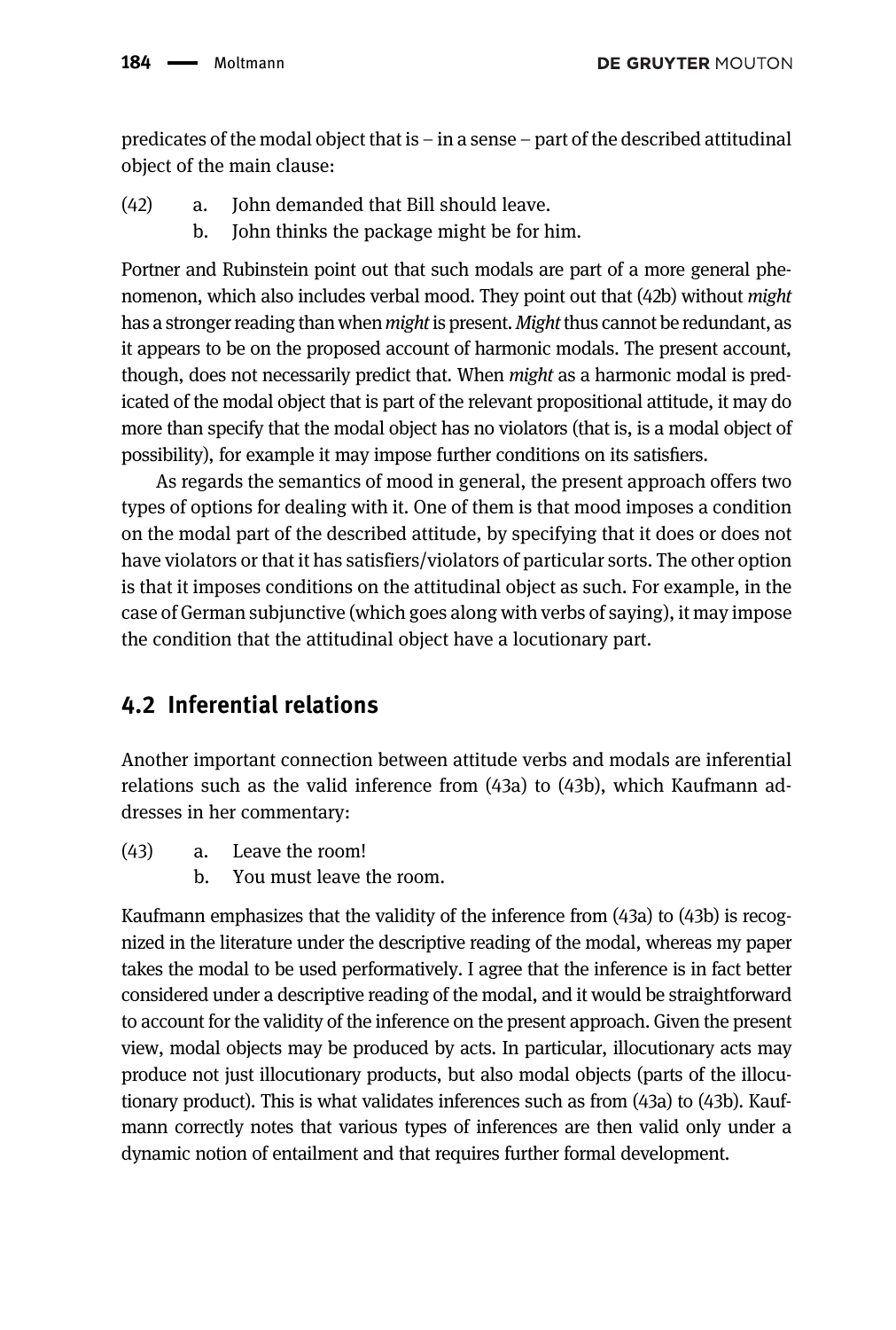predicates of the modal object that is – in a sense – part of the described attitudinal object of the main clause:

(42) a. John demanded that Bill should leave.
 b. John thinks the package might be for him.

Portner and Rubinstein point out that such modals are part of a more general phenomenon, which also includes verbal mood. They point out that (42b) without *might* has a stronger reading than when *might* is present. *Might* thus cannot be redundant, as it appears to be on the proposed account of harmonic modals. The present account, though, does not necessarily predict that. When *might* as a harmonic modal is predicated of the modal object that is part of the relevant propositional attitude, it may do more than specify that the modal object has no violators (that is, is a modal object of possibility), for example it may impose further conditions on its satisfiers.

As regards the semantics of mood in general, the present approach offers two types of options for dealing with it. One of them is that mood imposes a condition on the modal part of the described attitude, by specifying that it does or does not have violators or that it has satisfiers/violators of particular sorts. The other option is that it imposes conditions on the attitudinal object as such. For example, in the case of German subjunctive (which goes along with verbs of saying), it may impose the condition that the attitudinal object have a locutionary part.

## 4.2 Inferential relations

Another important connection between attitude verbs and modals are inferential relations such as the valid inference from (43a) to (43b), which Kaufmann addresses in her commentary:

(43) a. Leave the room!
 b. You must leave the room.

Kaufmann emphasizes that the validity of the inference from (43a) to (43b) is recognized in the literature under the descriptive reading of the modal, whereas my paper takes the modal to be used performatively. I agree that the inference is in fact better considered under a descriptive reading of the modal, and it would be straightforward to account for the validity of the inference on the present approach. Given the present view, modal objects may be produced by acts. In particular, illocutionary acts may produce not just illocutionary products, but also modal objects (parts of the illocutionary product). This is what validates inferences such as from (43a) to (43b). Kaufmann correctly notes that various types of inferences are then valid only under a dynamic notion of entailment and that requires further formal development.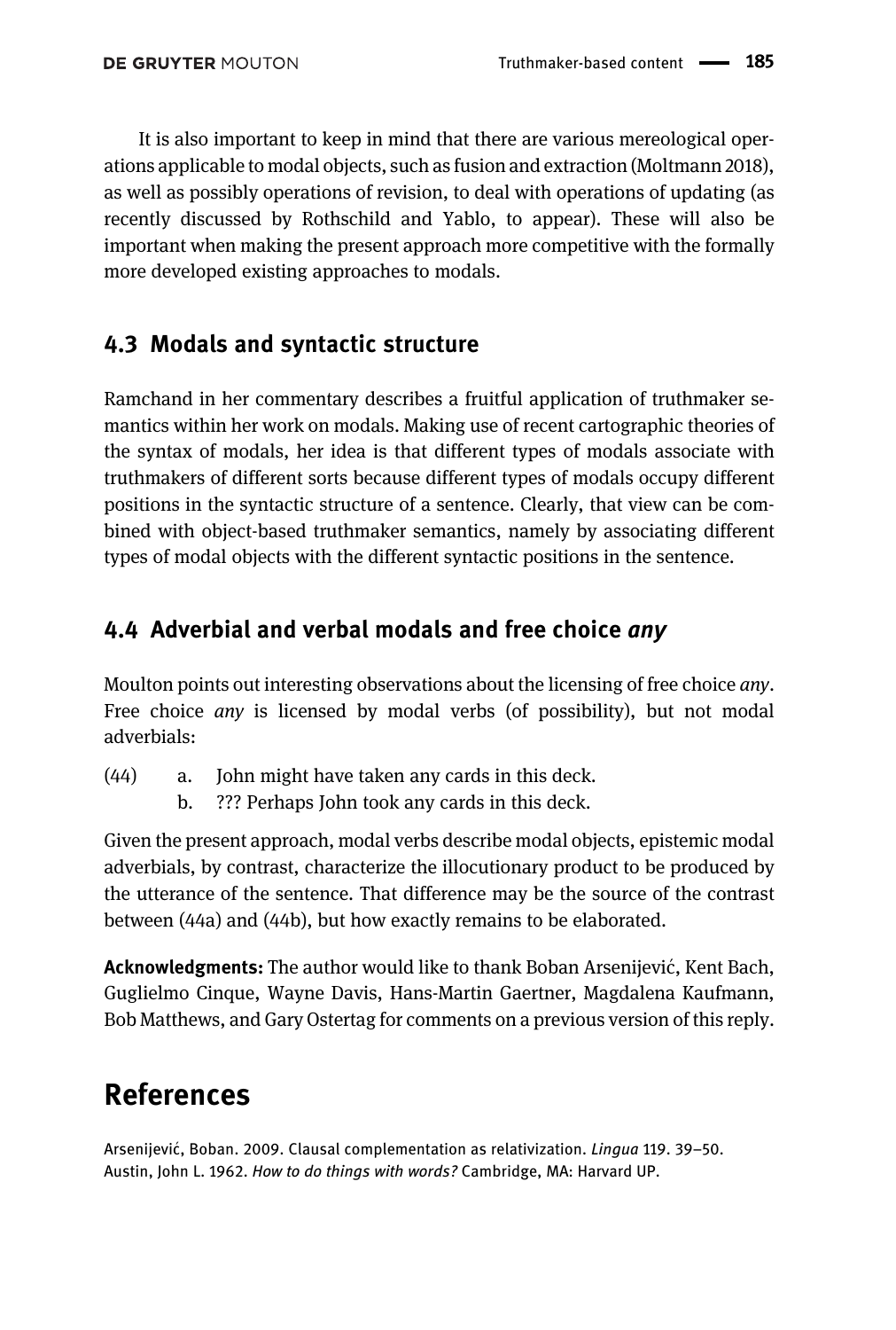It is also important to keep in mind that there are various mereological operations applicable to modal objects, such as fusion and extraction (Moltmann 2018), as well as possibly operations of revision, to deal with operations of updating (as recently discussed by Rothschild and Yablo, to appear). These will also be important when making the present approach more competitive with the formally more developed existing approaches to modals.

### 4.3 Modals and syntactic structure

Ramchand in her commentary describes a fruitful application of truthmaker semantics within her work on modals. Making use of recent cartographic theories of the syntax of modals, her idea is that different types of modals associate with truthmakers of different sorts because different types of modals occupy different positions in the syntactic structure of a sentence. Clearly, that view can be combined with object-based truthmaker semantics, namely by associating different types of modal objects with the different syntactic positions in the sentence.

### 4.4 Adverbial and verbal modals and free choice *any*

Moulton points out interesting observations about the licensing of free choice *any*. Free choice *any* is licensed by modal verbs (of possibility), but not modal adverbials:

(44) a. John might have taken any cards in this deck.
     b. ??? Perhaps John took any cards in this deck.

Given the present approach, modal verbs describe modal objects, epistemic modal adverbials, by contrast, characterize the illocutionary product to be produced by the utterance of the sentence. That difference may be the source of the contrast between (44a) and (44b), but how exactly remains to be elaborated.

**Acknowledgments:** The author would like to thank Boban Arsenijević, Kent Bach, Guglielmo Cinque, Wayne Davis, Hans-Martin Gaertner, Magdalena Kaufmann, Bob Matthews, and Gary Ostertag for comments on a previous version of this reply.

# References

Arsenijević, Boban. 2009. Clausal complementation as relativization. *Lingua* 119. 39–50.

Austin, John L. 1962. *How to do things with words?* Cambridge, MA: Harvard UP.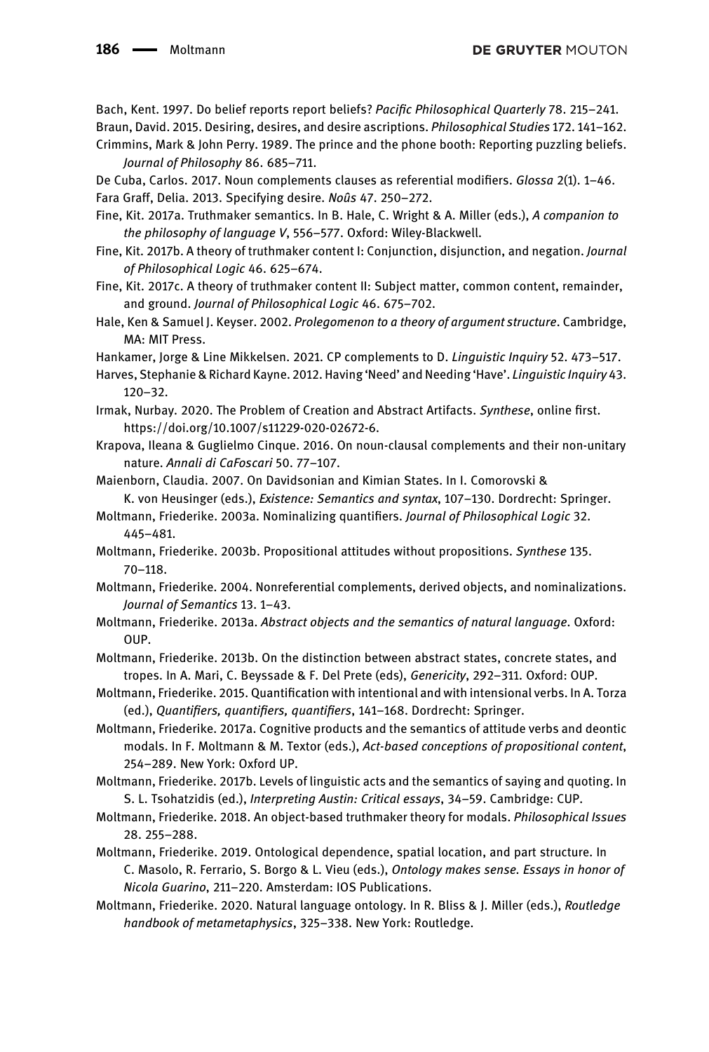Bach, Kent. 1997. Do belief reports report beliefs? *Pacific Philosophical Quarterly* 78. 215–241.

Braun, David. 2015. Desiring, desires, and desire ascriptions. *Philosophical Studies* 172. 141–162.

Crimmins, Mark & John Perry. 1989. The prince and the phone booth: Reporting puzzling beliefs. *Journal of Philosophy* 86. 685–711.

De Cuba, Carlos. 2017. Noun complements clauses as referential modifiers. *Glossa* 2(1). 1–46.

Fara Graff, Delia. 2013. Specifying desire. *Noûs* 47. 250–272.

Fine, Kit. 2017a. Truthmaker semantics. In B. Hale, C. Wright & A. Miller (eds.), *A companion to the philosophy of language V*, 556–577. Oxford: Wiley-Blackwell.

Fine, Kit. 2017b. A theory of truthmaker content I: Conjunction, disjunction, and negation. *Journal of Philosophical Logic* 46. 625–674.

Fine, Kit. 2017c. A theory of truthmaker content II: Subject matter, common content, remainder, and ground. *Journal of Philosophical Logic* 46. 675–702.

Hale, Ken & Samuel J. Keyser. 2002. *Prolegomenon to a theory of argument structure*. Cambridge, MA: MIT Press.

Hankamer, Jorge & Line Mikkelsen. 2021. CP complements to D. *Linguistic Inquiry* 52. 473–517.

Harves, Stephanie & Richard Kayne. 2012. Having 'Need' and Needing 'Have'. *Linguistic Inquiry* 43. 120–32.

Irmak, Nurbay. 2020. The Problem of Creation and Abstract Artifacts. *Synthese*, online first. https://doi.org/10.1007/s11229-020-02672-6.

Krapova, Ileana & Guglielmo Cinque. 2016. On noun-clausal complements and their non-unitary nature. *Annali di CaFoscari* 50. 77–107.

Maienborn, Claudia. 2007. On Davidsonian and Kimian States. In I. Comorovski & K. von Heusinger (eds.), *Existence: Semantics and syntax*, 107–130. Dordrecht: Springer.

Moltmann, Friederike. 2003a. Nominalizing quantifiers. *Journal of Philosophical Logic* 32. 445–481.

Moltmann, Friederike. 2003b. Propositional attitudes without propositions. *Synthese* 135. 70–118.

Moltmann, Friederike. 2004. Nonreferential complements, derived objects, and nominalizations. *Journal of Semantics* 13. 1–43.

Moltmann, Friederike. 2013a. *Abstract objects and the semantics of natural language*. Oxford: OUP.

Moltmann, Friederike. 2013b. On the distinction between abstract states, concrete states, and tropes. In A. Mari, C. Beyssade & F. Del Prete (eds), *Genericity*, 292–311. Oxford: OUP.

Moltmann, Friederike. 2015. Quantification with intentional and with intensional verbs. In A. Torza (ed.), *Quantifiers, quantifiers, quantifiers*, 141–168. Dordrecht: Springer.

Moltmann, Friederike. 2017a. Cognitive products and the semantics of attitude verbs and deontic modals. In F. Moltmann & M. Textor (eds.), *Act-based conceptions of propositional content*, 254–289. New York: Oxford UP.

Moltmann, Friederike. 2017b. Levels of linguistic acts and the semantics of saying and quoting. In S. L. Tsohatzidis (ed.), *Interpreting Austin: Critical essays*, 34–59. Cambridge: CUP.

Moltmann, Friederike. 2018. An object-based truthmaker theory for modals. *Philosophical Issues* 28. 255–288.

Moltmann, Friederike. 2019. Ontological dependence, spatial location, and part structure. In C. Masolo, R. Ferrario, S. Borgo & L. Vieu (eds.), *Ontology makes sense. Essays in honor of Nicola Guarino*, 211–220. Amsterdam: IOS Publications.

Moltmann, Friederike. 2020. Natural language ontology. In R. Bliss & J. Miller (eds.), *Routledge handbook of metametaphysics*, 325–338. New York: Routledge.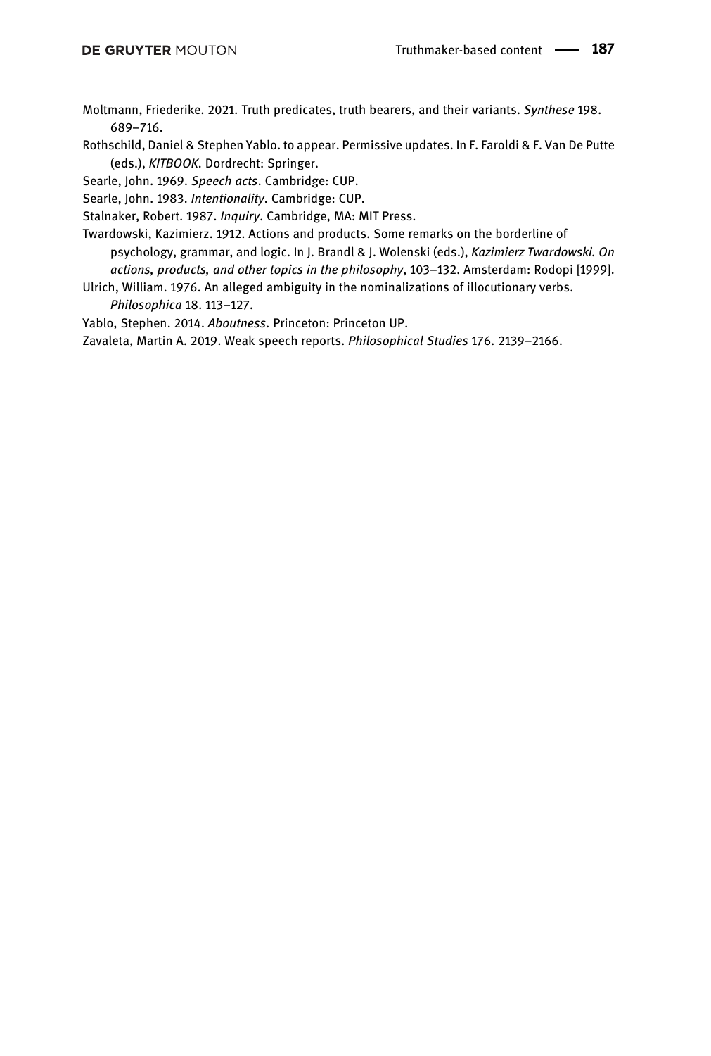Moltmann, Friederike. 2021. Truth predicates, truth bearers, and their variants. *Synthese* 198. 689–716.

Rothschild, Daniel & Stephen Yablo. to appear. Permissive updates. In F. Faroldi & F. Van De Putte (eds.), *KITBOOK*. Dordrecht: Springer.

Searle, John. 1969. *Speech acts*. Cambridge: CUP.

Searle, John. 1983. *Intentionality*. Cambridge: CUP.

Stalnaker, Robert. 1987. *Inquiry*. Cambridge, MA: MIT Press.

Twardowski, Kazimierz. 1912. Actions and products. Some remarks on the borderline of psychology, grammar, and logic. In J. Brandl & J. Wolenski (eds.), *Kazimierz Twardowski. On actions, products, and other topics in the philosophy*, 103–132. Amsterdam: Rodopi [1999].

Ulrich, William. 1976. An alleged ambiguity in the nominalizations of illocutionary verbs. *Philosophica* 18. 113–127.

Yablo, Stephen. 2014. *Aboutness*. Princeton: Princeton UP.

Zavaleta, Martin A. 2019. Weak speech reports. *Philosophical Studies* 176. 2139–2166.